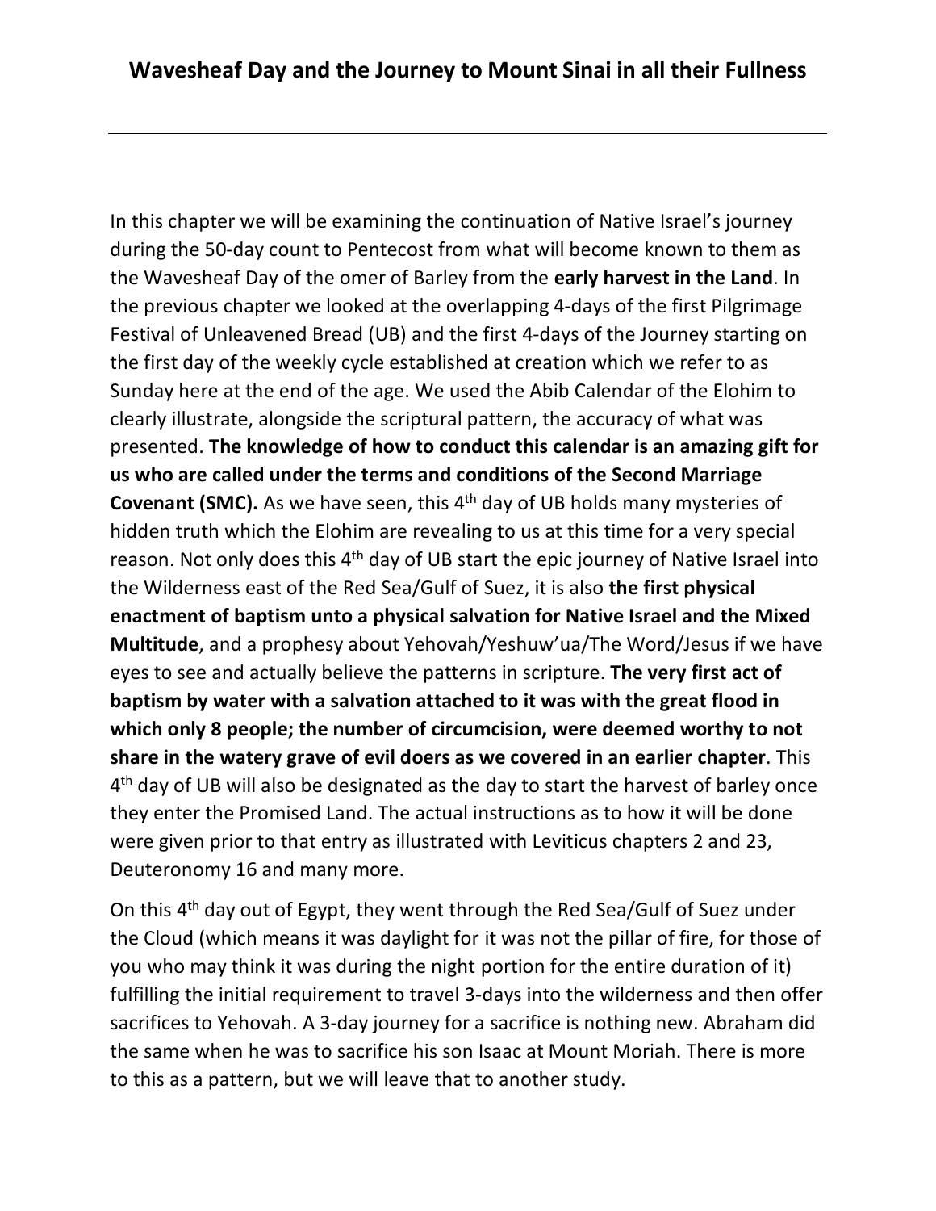# Wavesheaf Day and the Journey to Mount Sinai in all their Fullness

---

In this chapter we will be examining the continuation of Native Israel's journey during the 50-day count to Pentecost from what will become known to them as the Wavesheaf Day of the omer of Barley from the **early harvest in the Land**. In the previous chapter we looked at the overlapping 4-days of the first Pilgrimage Festival of Unleavened Bread (UB) and the first 4-days of the Journey starting on the first day of the weekly cycle established at creation which we refer to as Sunday here at the end of the age. We used the Abib Calendar of the Elohim to clearly illustrate, alongside the scriptural pattern, the accuracy of what was presented. **The knowledge of how to conduct this calendar is an amazing gift for us who are called under the terms and conditions of the Second Marriage Covenant (SMC).** As we have seen, this 4th day of UB holds many mysteries of hidden truth which the Elohim are revealing to us at this time for a very special reason. Not only does this 4th day of UB start the epic journey of Native Israel into the Wilderness east of the Red Sea/Gulf of Suez, it is also **the first physical enactment of baptism unto a physical salvation for Native Israel and the Mixed Multitude**, and a prophesy about Yehovah/Yeshuw'ua/The Word/Jesus if we have eyes to see and actually believe the patterns in scripture. **The very first act of baptism by water with a salvation attached to it was with the great flood in which only 8 people; the number of circumcision, were deemed worthy to not share in the watery grave of evil doers as we covered in an earlier chapter**. This 4th day of UB will also be designated as the day to start the harvest of barley once they enter the Promised Land. The actual instructions as to how it will be done were given prior to that entry as illustrated with Leviticus chapters 2 and 23, Deuteronomy 16 and many more.

On this 4th day out of Egypt, they went through the Red Sea/Gulf of Suez under the Cloud (which means it was daylight for it was not the pillar of fire, for those of you who may think it was during the night portion for the entire duration of it) fulfilling the initial requirement to travel 3-days into the wilderness and then offer sacrifices to Yehovah. A 3-day journey for a sacrifice is nothing new. Abraham did the same when he was to sacrifice his son Isaac at Mount Moriah. There is more to this as a pattern, but we will leave that to another study.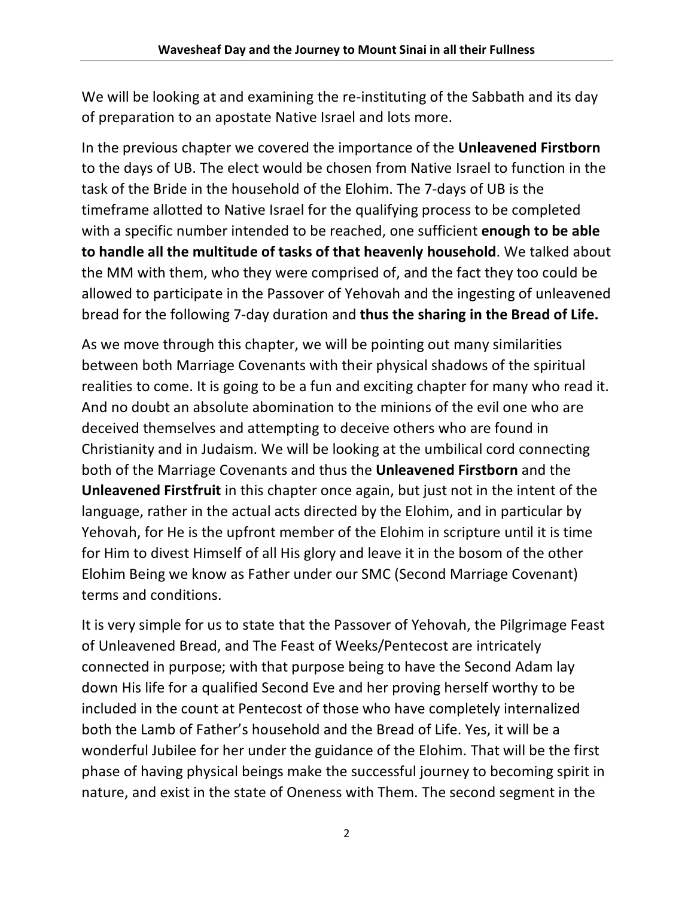We will be looking at and examining the re-instituting of the Sabbath and its day of preparation to an apostate Native Israel and lots more.

In the previous chapter we covered the importance of the **Unleavened Firstborn** to the days of UB. The elect would be chosen from Native Israel to function in the task of the Bride in the household of the Elohim. The 7-days of UB is the timeframe allotted to Native Israel for the qualifying process to be completed with a specific number intended to be reached, one sufficient **enough to be able to handle all the multitude of tasks of that heavenly household**. We talked about the MM with them, who they were comprised of, and the fact they too could be allowed to participate in the Passover of Yehovah and the ingesting of unleavened bread for the following 7-day duration and **thus the sharing in the Bread of Life.**

As we move through this chapter, we will be pointing out many similarities between both Marriage Covenants with their physical shadows of the spiritual realities to come. It is going to be a fun and exciting chapter for many who read it. And no doubt an absolute abomination to the minions of the evil one who are deceived themselves and attempting to deceive others who are found in Christianity and in Judaism. We will be looking at the umbilical cord connecting both of the Marriage Covenants and thus the **Unleavened Firstborn** and the **Unleavened Firstfruit** in this chapter once again, but just not in the intent of the language, rather in the actual acts directed by the Elohim, and in particular by Yehovah, for He is the upfront member of the Elohim in scripture until it is time for Him to divest Himself of all His glory and leave it in the bosom of the other Elohim Being we know as Father under our SMC (Second Marriage Covenant) terms and conditions.

It is very simple for us to state that the Passover of Yehovah, the Pilgrimage Feast of Unleavened Bread, and The Feast of Weeks/Pentecost are intricately connected in purpose; with that purpose being to have the Second Adam lay down His life for a qualified Second Eve and her proving herself worthy to be included in the count at Pentecost of those who have completely internalized both the Lamb of Father's household and the Bread of Life. Yes, it will be a wonderful Jubilee for her under the guidance of the Elohim. That will be the first phase of having physical beings make the successful journey to becoming spirit in nature, and exist in the state of Oneness with Them. The second segment in the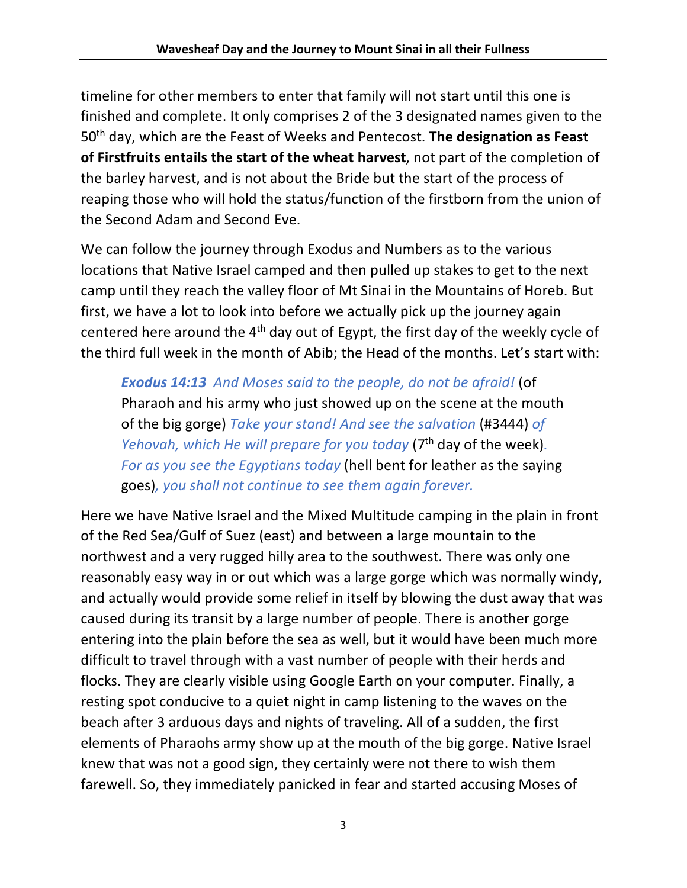timeline for other members to enter that family will not start until this one is finished and complete. It only comprises 2 of the 3 designated names given to the 50th day, which are the Feast of Weeks and Pentecost. **The designation as Feast of Firstfruits entails the start of the wheat harvest**, not part of the completion of the barley harvest, and is not about the Bride but the start of the process of reaping those who will hold the status/function of the firstborn from the union of the Second Adam and Second Eve.

We can follow the journey through Exodus and Numbers as to the various locations that Native Israel camped and then pulled up stakes to get to the next camp until they reach the valley floor of Mt Sinai in the Mountains of Horeb. But first, we have a lot to look into before we actually pick up the journey again centered here around the 4th day out of Egypt, the first day of the weekly cycle of the third full week in the month of Abib; the Head of the months. Let's start with:

> ***Exodus 14:13*** *And Moses said to the people, do not be afraid!* (of Pharaoh and his army who just showed up on the scene at the mouth of the big gorge) *Take your stand! And see the salvation* (#3444) *of Yehovah, which He will prepare for you today* (7th day of the week)*. For as you see the Egyptians today* (hell bent for leather as the saying goes)*, you shall not continue to see them again forever.*

Here we have Native Israel and the Mixed Multitude camping in the plain in front of the Red Sea/Gulf of Suez (east) and between a large mountain to the northwest and a very rugged hilly area to the southwest. There was only one reasonably easy way in or out which was a large gorge which was normally windy, and actually would provide some relief in itself by blowing the dust away that was caused during its transit by a large number of people. There is another gorge entering into the plain before the sea as well, but it would have been much more difficult to travel through with a vast number of people with their herds and flocks. They are clearly visible using Google Earth on your computer. Finally, a resting spot conducive to a quiet night in camp listening to the waves on the beach after 3 arduous days and nights of traveling. All of a sudden, the first elements of Pharaohs army show up at the mouth of the big gorge. Native Israel knew that was not a good sign, they certainly were not there to wish them farewell. So, they immediately panicked in fear and started accusing Moses of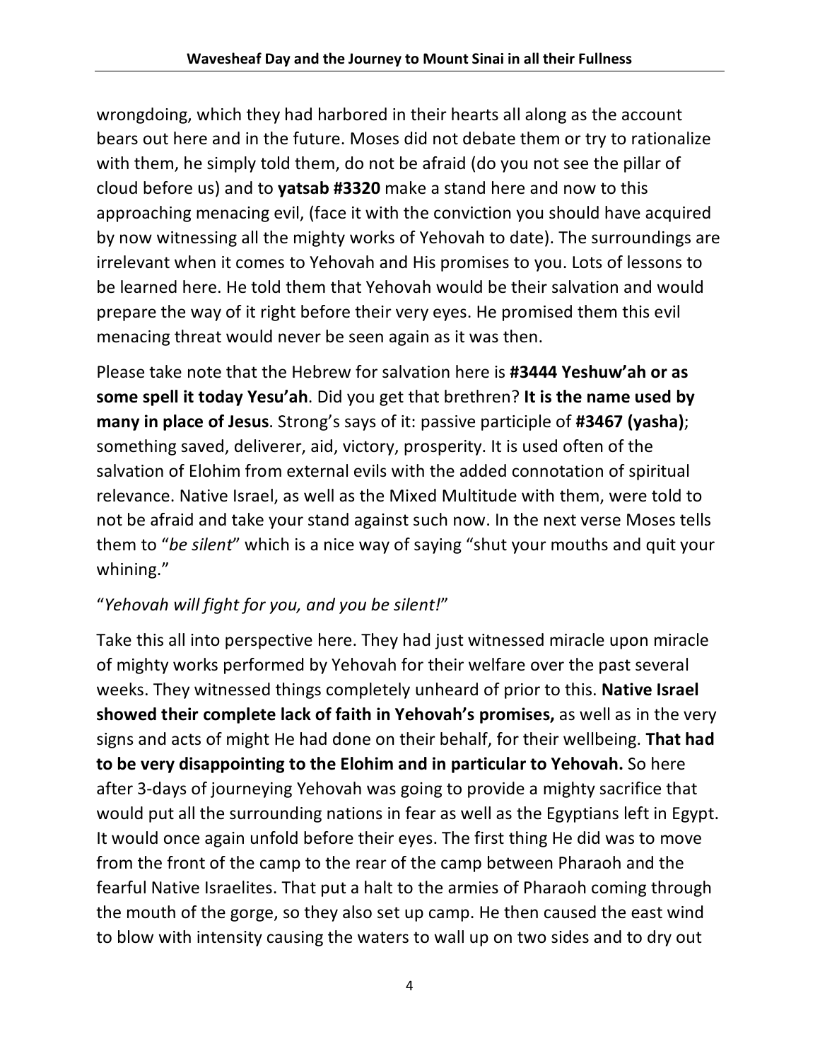wrongdoing, which they had harbored in their hearts all along as the account bears out here and in the future. Moses did not debate them or try to rationalize with them, he simply told them, do not be afraid (do you not see the pillar of cloud before us) and to **yatsab #3320** make a stand here and now to this approaching menacing evil, (face it with the conviction you should have acquired by now witnessing all the mighty works of Yehovah to date). The surroundings are irrelevant when it comes to Yehovah and His promises to you. Lots of lessons to be learned here. He told them that Yehovah would be their salvation and would prepare the way of it right before their very eyes. He promised them this evil menacing threat would never be seen again as it was then.

Please take note that the Hebrew for salvation here is **#3444 Yeshuw'ah or as some spell it today Yesu'ah**. Did you get that brethren? **It is the name used by many in place of Jesus**. Strong's says of it: passive participle of **#3467 (yasha)**; something saved, deliverer, aid, victory, prosperity. It is used often of the salvation of Elohim from external evils with the added connotation of spiritual relevance. Native Israel, as well as the Mixed Multitude with them, were told to not be afraid and take your stand against such now. In the next verse Moses tells them to "*be silent*" which is a nice way of saying "shut your mouths and quit your whining."

"*Yehovah will fight for you, and you be silent!*"

Take this all into perspective here. They had just witnessed miracle upon miracle of mighty works performed by Yehovah for their welfare over the past several weeks. They witnessed things completely unheard of prior to this. **Native Israel showed their complete lack of faith in Yehovah's promises,** as well as in the very signs and acts of might He had done on their behalf, for their wellbeing. **That had to be very disappointing to the Elohim and in particular to Yehovah.** So here after 3-days of journeying Yehovah was going to provide a mighty sacrifice that would put all the surrounding nations in fear as well as the Egyptians left in Egypt. It would once again unfold before their eyes. The first thing He did was to move from the front of the camp to the rear of the camp between Pharaoh and the fearful Native Israelites. That put a halt to the armies of Pharaoh coming through the mouth of the gorge, so they also set up camp. He then caused the east wind to blow with intensity causing the waters to wall up on two sides and to dry out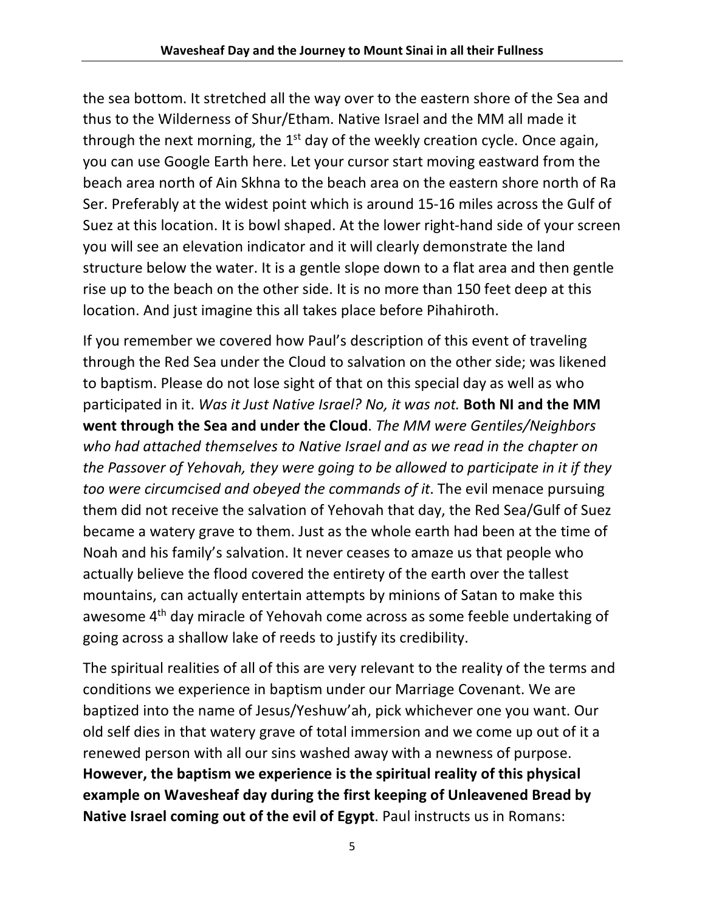the sea bottom. It stretched all the way over to the eastern shore of the Sea and thus to the Wilderness of Shur/Etham. Native Israel and the MM all made it through the next morning, the 1st day of the weekly creation cycle. Once again, you can use Google Earth here. Let your cursor start moving eastward from the beach area north of Ain Skhna to the beach area on the eastern shore north of Ra Ser. Preferably at the widest point which is around 15-16 miles across the Gulf of Suez at this location. It is bowl shaped. At the lower right-hand side of your screen you will see an elevation indicator and it will clearly demonstrate the land structure below the water. It is a gentle slope down to a flat area and then gentle rise up to the beach on the other side. It is no more than 150 feet deep at this location. And just imagine this all takes place before Pihahiroth.

If you remember we covered how Paul's description of this event of traveling through the Red Sea under the Cloud to salvation on the other side; was likened to baptism. Please do not lose sight of that on this special day as well as who participated in it. *Was it Just Native Israel? No, it was not.* **Both NI and the MM went through the Sea and under the Cloud**. *The MM were Gentiles/Neighbors who had attached themselves to Native Israel and as we read in the chapter on the Passover of Yehovah, they were going to be allowed to participate in it if they too were circumcised and obeyed the commands of it*. The evil menace pursuing them did not receive the salvation of Yehovah that day, the Red Sea/Gulf of Suez became a watery grave to them. Just as the whole earth had been at the time of Noah and his family's salvation. It never ceases to amaze us that people who actually believe the flood covered the entirety of the earth over the tallest mountains, can actually entertain attempts by minions of Satan to make this awesome 4th day miracle of Yehovah come across as some feeble undertaking of going across a shallow lake of reeds to justify its credibility.

The spiritual realities of all of this are very relevant to the reality of the terms and conditions we experience in baptism under our Marriage Covenant. We are baptized into the name of Jesus/Yeshuw'ah, pick whichever one you want. Our old self dies in that watery grave of total immersion and we come up out of it a renewed person with all our sins washed away with a newness of purpose. **However, the baptism we experience is the spiritual reality of this physical example on Wavesheaf day during the first keeping of Unleavened Bread by Native Israel coming out of the evil of Egypt**. Paul instructs us in Romans: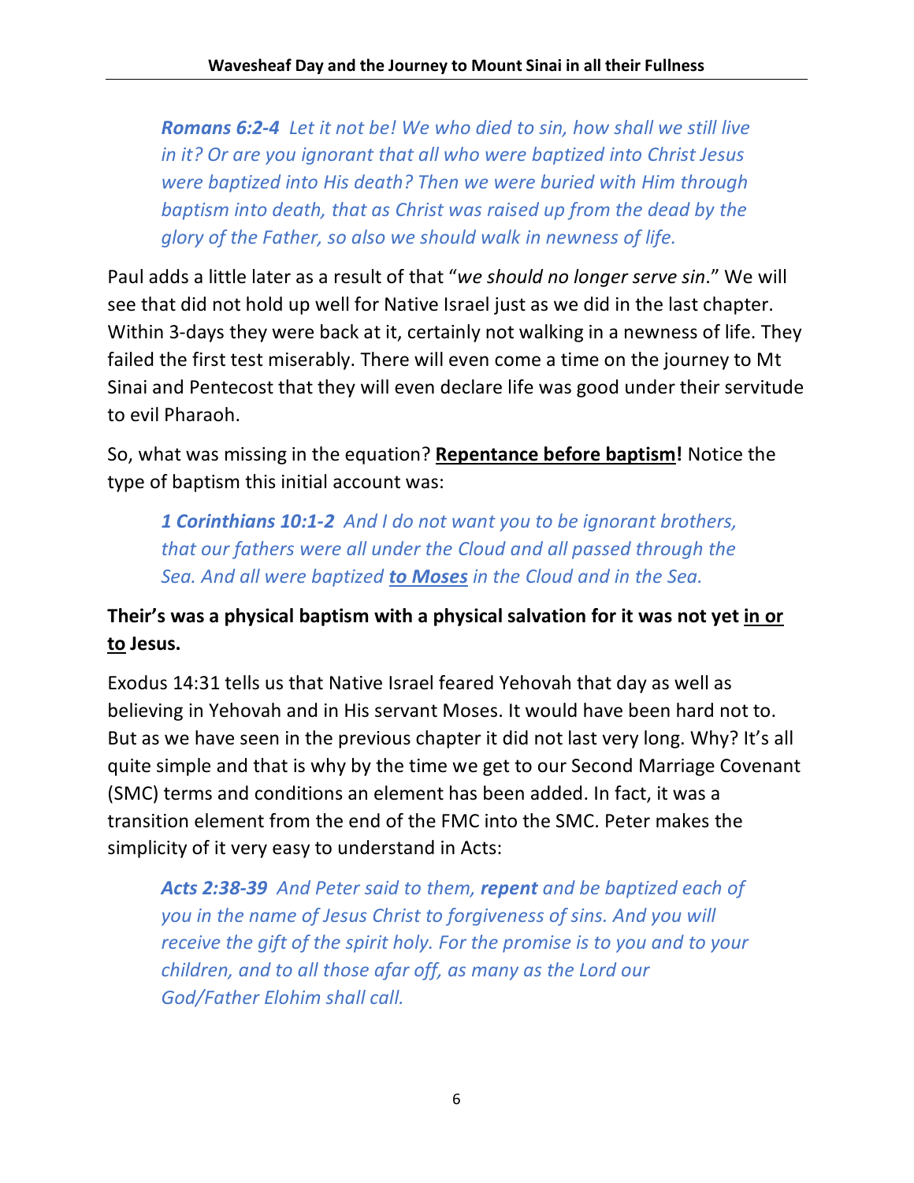> ***Romans 6:2-4*** *Let it not be! We who died to sin, how shall we still live in it? Or are you ignorant that all who were baptized into Christ Jesus were baptized into His death? Then we were buried with Him through baptism into death, that as Christ was raised up from the dead by the glory of the Father, so also we should walk in newness of life.*

Paul adds a little later as a result of that "*we should no longer serve sin*." We will see that did not hold up well for Native Israel just as we did in the last chapter. Within 3-days they were back at it, certainly not walking in a newness of life. They failed the first test miserably. There will even come a time on the journey to Mt Sinai and Pentecost that they will even declare life was good under their servitude to evil Pharaoh.

So, what was missing in the equation? **<u>Repentance before baptism</u>!** Notice the type of baptism this initial account was:

> ***1 Corinthians 10:1-2*** *And I do not want you to be ignorant brothers, that our fathers were all under the Cloud and all passed through the Sea. And all were baptized* ***<u>to Moses</u>*** *in the Cloud and in the Sea.*

**Their's was a physical baptism with a physical salvation for it was not yet <u>in or to</u> Jesus.**

Exodus 14:31 tells us that Native Israel feared Yehovah that day as well as believing in Yehovah and in His servant Moses. It would have been hard not to. But as we have seen in the previous chapter it did not last very long. Why? It's all quite simple and that is why by the time we get to our Second Marriage Covenant (SMC) terms and conditions an element has been added. In fact, it was a transition element from the end of the FMC into the SMC. Peter makes the simplicity of it very easy to understand in Acts:

> ***Acts 2:38-39*** *And Peter said to them,* ***repent*** *and be baptized each of you in the name of Jesus Christ to forgiveness of sins. And you will receive the gift of the spirit holy. For the promise is to you and to your children, and to all those afar off, as many as the Lord our God/Father Elohim shall call.*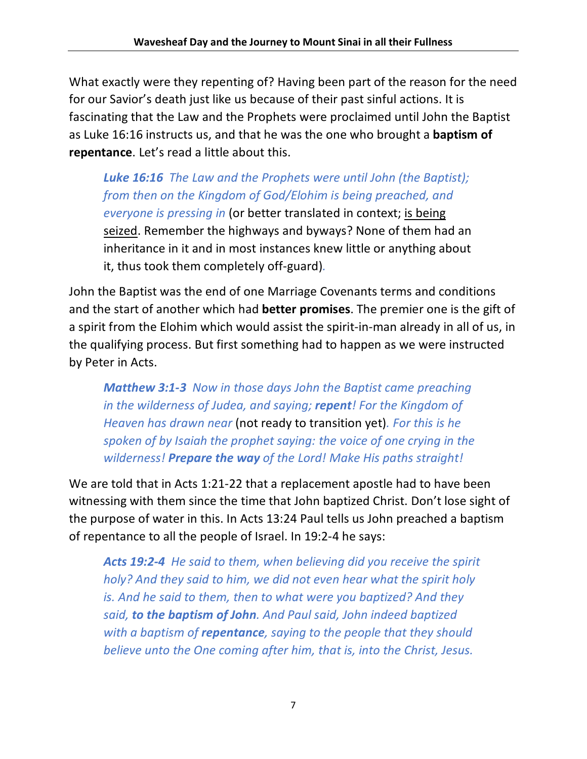What exactly were they repenting of? Having been part of the reason for the need for our Savior's death just like us because of their past sinful actions. It is fascinating that the Law and the Prophets were proclaimed until John the Baptist as Luke 16:16 instructs us, and that he was the one who brought a **baptism of repentance**. Let's read a little about this.

> ***Luke 16:16*** *The Law and the Prophets were until John (the Baptist); from then on the Kingdom of God/Elohim is being preached, and everyone is pressing in* (or better translated in context; <u>is being seized</u>. Remember the highways and byways? None of them had an inheritance in it and in most instances knew little or anything about it, thus took them completely off-guard).

John the Baptist was the end of one Marriage Covenants terms and conditions and the start of another which had **better promises**. The premier one is the gift of a spirit from the Elohim which would assist the spirit-in-man already in all of us, in the qualifying process. But first something had to happen as we were instructed by Peter in Acts.

> ***Matthew 3:1-3*** *Now in those days John the Baptist came preaching in the wilderness of Judea, and saying;* ***repent****! For the Kingdom of Heaven has drawn near* (not ready to transition yet)*. For this is he spoken of by Isaiah the prophet saying: the voice of one crying in the wilderness!* ***Prepare the way*** *of the Lord! Make His paths straight!*

We are told that in Acts 1:21-22 that a replacement apostle had to have been witnessing with them since the time that John baptized Christ. Don't lose sight of the purpose of water in this. In Acts 13:24 Paul tells us John preached a baptism of repentance to all the people of Israel. In 19:2-4 he says:

> ***Acts 19:2-4*** *He said to them, when believing did you receive the spirit holy? And they said to him, we did not even hear what the spirit holy is. And he said to them, then to what were you baptized? And they said,* ***to the baptism of John****. And Paul said, John indeed baptized with a baptism of* ***repentance****, saying to the people that they should believe unto the One coming after him, that is, into the Christ, Jesus.*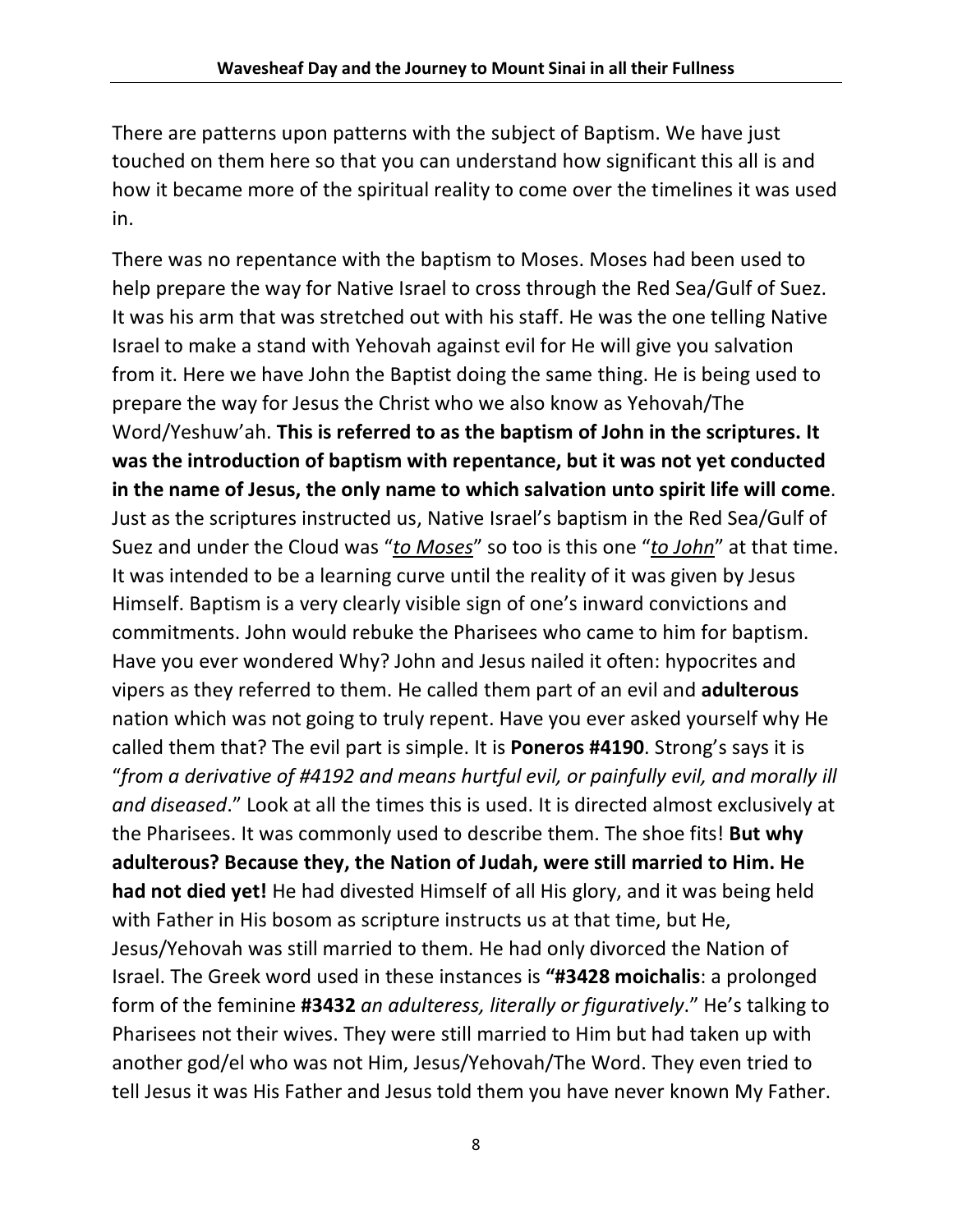There are patterns upon patterns with the subject of Baptism. We have just touched on them here so that you can understand how significant this all is and how it became more of the spiritual reality to come over the timelines it was used in.

There was no repentance with the baptism to Moses. Moses had been used to help prepare the way for Native Israel to cross through the Red Sea/Gulf of Suez. It was his arm that was stretched out with his staff. He was the one telling Native Israel to make a stand with Yehovah against evil for He will give you salvation from it. Here we have John the Baptist doing the same thing. He is being used to prepare the way for Jesus the Christ who we also know as Yehovah/The Word/Yeshuw'ah. **This is referred to as the baptism of John in the scriptures. It was the introduction of baptism with repentance, but it was not yet conducted in the name of Jesus, the only name to which salvation unto spirit life will come**. Just as the scriptures instructed us, Native Israel's baptism in the Red Sea/Gulf of Suez and under the Cloud was "*to Moses*" so too is this one "*to John*" at that time. It was intended to be a learning curve until the reality of it was given by Jesus Himself. Baptism is a very clearly visible sign of one's inward convictions and commitments. John would rebuke the Pharisees who came to him for baptism. Have you ever wondered Why? John and Jesus nailed it often: hypocrites and vipers as they referred to them. He called them part of an evil and **adulterous** nation which was not going to truly repent. Have you ever asked yourself why He called them that? The evil part is simple. It is **Poneros #4190**. Strong's says it is "*from a derivative of #4192 and means hurtful evil, or painfully evil, and morally ill and diseased*." Look at all the times this is used. It is directed almost exclusively at the Pharisees. It was commonly used to describe them. The shoe fits! **But why adulterous? Because they, the Nation of Judah, were still married to Him. He had not died yet!** He had divested Himself of all His glory, and it was being held with Father in His bosom as scripture instructs us at that time, but He, Jesus/Yehovah was still married to them. He had only divorced the Nation of Israel. The Greek word used in these instances is **"#3428 moichalis**: a prolonged form of the feminine **#3432** *an adulteress, literally or figuratively*." He's talking to Pharisees not their wives. They were still married to Him but had taken up with another god/el who was not Him, Jesus/Yehovah/The Word. They even tried to tell Jesus it was His Father and Jesus told them you have never known My Father.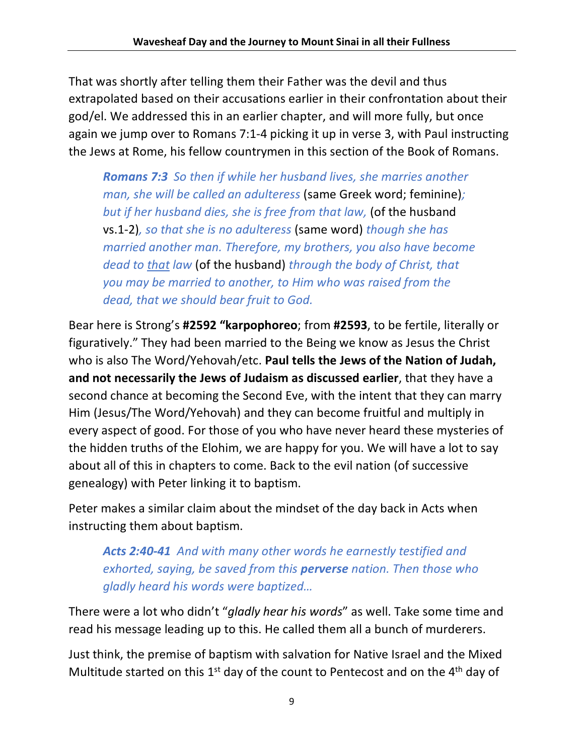That was shortly after telling them their Father was the devil and thus extrapolated based on their accusations earlier in their confrontation about their god/el. We addressed this in an earlier chapter, and will more fully, but once again we jump over to Romans 7:1-4 picking it up in verse 3, with Paul instructing the Jews at Rome, his fellow countrymen in this section of the Book of Romans.

> ***Romans 7:3*** *So then if while her husband lives, she marries another man, she will be called an adulteress* (same Greek word; feminine)*; but if her husband dies, she is free from that law,* (of the husband vs.1-2)*, so that she is no adulteress* (same word) *though she has married another man. Therefore, my brothers, you also have become dead to <u>that</u> law* (of the husband) *through the body of Christ, that you may be married to another, to Him who was raised from the dead, that we should bear fruit to God.*

Bear here is Strong's **#2592 "karpophoreo**; from **#2593**, to be fertile, literally or figuratively." They had been married to the Being we know as Jesus the Christ who is also The Word/Yehovah/etc. **Paul tells the Jews of the Nation of Judah, and not necessarily the Jews of Judaism as discussed earlier**, that they have a second chance at becoming the Second Eve, with the intent that they can marry Him (Jesus/The Word/Yehovah) and they can become fruitful and multiply in every aspect of good. For those of you who have never heard these mysteries of the hidden truths of the Elohim, we are happy for you. We will have a lot to say about all of this in chapters to come. Back to the evil nation (of successive genealogy) with Peter linking it to baptism.

Peter makes a similar claim about the mindset of the day back in Acts when instructing them about baptism.

> ***Acts 2:40-41*** *And with many other words he earnestly testified and exhorted, saying, be saved from this **perverse** nation. Then those who gladly heard his words were baptized…*

There were a lot who didn't "*gladly hear his words*" as well. Take some time and read his message leading up to this. He called them all a bunch of murderers.

Just think, the premise of baptism with salvation for Native Israel and the Mixed Multitude started on this 1st day of the count to Pentecost and on the 4th day of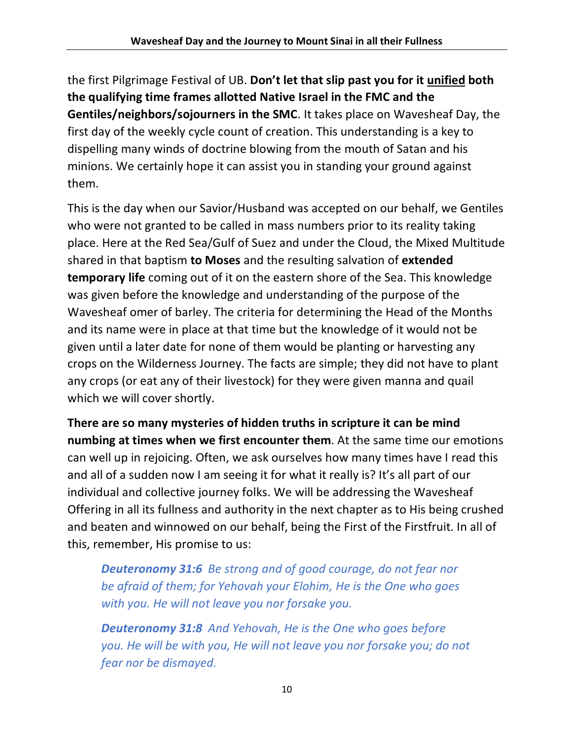the first Pilgrimage Festival of UB. **Don't let that slip past you for it <u>unified</u> both the qualifying time frames allotted Native Israel in the FMC and the Gentiles/neighbors/sojourners in the SMC**. It takes place on Wavesheaf Day, the first day of the weekly cycle count of creation. This understanding is a key to dispelling many winds of doctrine blowing from the mouth of Satan and his minions. We certainly hope it can assist you in standing your ground against them.

This is the day when our Savior/Husband was accepted on our behalf, we Gentiles who were not granted to be called in mass numbers prior to its reality taking place. Here at the Red Sea/Gulf of Suez and under the Cloud, the Mixed Multitude shared in that baptism **to Moses** and the resulting salvation of **extended temporary life** coming out of it on the eastern shore of the Sea. This knowledge was given before the knowledge and understanding of the purpose of the Wavesheaf omer of barley. The criteria for determining the Head of the Months and its name were in place at that time but the knowledge of it would not be given until a later date for none of them would be planting or harvesting any crops on the Wilderness Journey. The facts are simple; they did not have to plant any crops (or eat any of their livestock) for they were given manna and quail which we will cover shortly.

**There are so many mysteries of hidden truths in scripture it can be mind numbing at times when we first encounter them**. At the same time our emotions can well up in rejoicing. Often, we ask ourselves how many times have I read this and all of a sudden now I am seeing it for what it really is? It's all part of our individual and collective journey folks. We will be addressing the Wavesheaf Offering in all its fullness and authority in the next chapter as to His being crushed and beaten and winnowed on our behalf, being the First of the Firstfruit. In all of this, remember, His promise to us:

> ***Deuteronomy 31:6*** *Be strong and of good courage, do not fear nor be afraid of them; for Yehovah your Elohim, He is the One who goes with you. He will not leave you nor forsake you.*
>
> ***Deuteronomy 31:8*** *And Yehovah, He is the One who goes before you. He will be with you, He will not leave you nor forsake you; do not fear nor be dismayed.*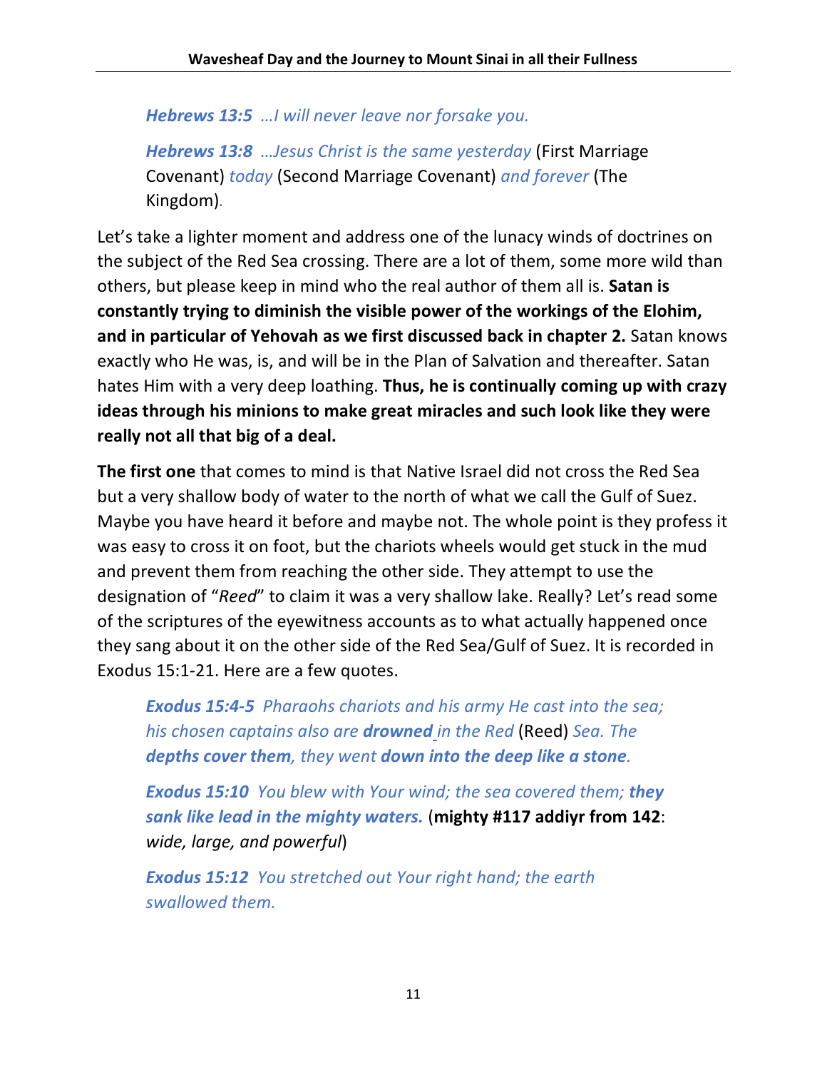***Hebrews 13:5*** *…I will never leave nor forsake you.*

***Hebrews 13:8*** *…Jesus Christ is the same yesterday* (First Marriage Covenant) *today* (Second Marriage Covenant) *and forever* (The Kingdom).

Let's take a lighter moment and address one of the lunacy winds of doctrines on the subject of the Red Sea crossing. There are a lot of them, some more wild than others, but please keep in mind who the real author of them all is. **Satan is constantly trying to diminish the visible power of the workings of the Elohim, and in particular of Yehovah as we first discussed back in chapter 2.** Satan knows exactly who He was, is, and will be in the Plan of Salvation and thereafter. Satan hates Him with a very deep loathing. **Thus, he is continually coming up with crazy ideas through his minions to make great miracles and such look like they were really not all that big of a deal.**

**The first one** that comes to mind is that Native Israel did not cross the Red Sea but a very shallow body of water to the north of what we call the Gulf of Suez. Maybe you have heard it before and maybe not. The whole point is they profess it was easy to cross it on foot, but the chariots wheels would get stuck in the mud and prevent them from reaching the other side. They attempt to use the designation of "*Reed*" to claim it was a very shallow lake. Really? Let's read some of the scriptures of the eyewitness accounts as to what actually happened once they sang about it on the other side of the Red Sea/Gulf of Suez. It is recorded in Exodus 15:1-21. Here are a few quotes.

***Exodus 15:4-5*** *Pharaohs chariots and his army He cast into the sea; his chosen captains also are* ***drowned*** *in the Red* (Reed) *Sea. The* ***depths cover them****, they went* ***down into the deep like a stone****.*

***Exodus 15:10*** *You blew with Your wind; the sea covered them;* ***they sank like lead in the mighty waters.*** (**mighty #117 addiyr from 142**: *wide, large, and powerful*)

***Exodus 15:12*** *You stretched out Your right hand; the earth swallowed them.*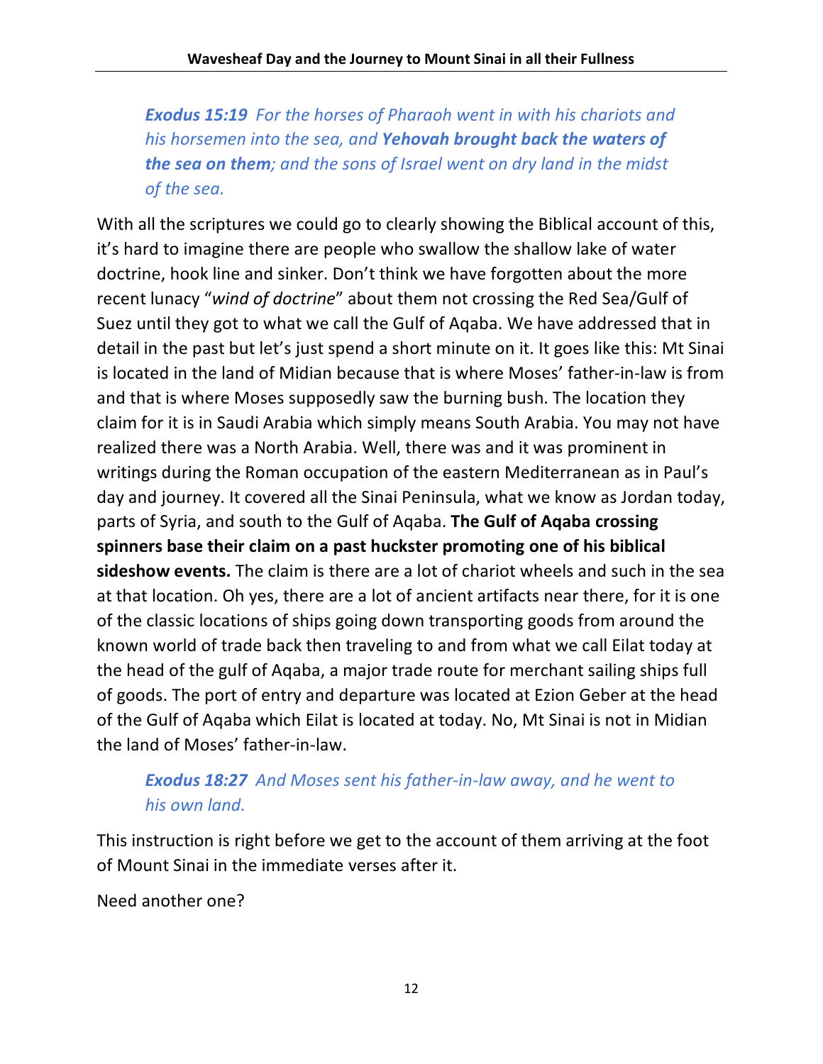> ***Exodus 15:19*** *For the horses of Pharaoh went in with his chariots and his horsemen into the sea, and **Yehovah brought back the waters of the sea on them**; and the sons of Israel went on dry land in the midst of the sea.*

With all the scriptures we could go to clearly showing the Biblical account of this, it's hard to imagine there are people who swallow the shallow lake of water doctrine, hook line and sinker. Don't think we have forgotten about the more recent lunacy "*wind of doctrine*" about them not crossing the Red Sea/Gulf of Suez until they got to what we call the Gulf of Aqaba. We have addressed that in detail in the past but let's just spend a short minute on it. It goes like this: Mt Sinai is located in the land of Midian because that is where Moses' father-in-law is from and that is where Moses supposedly saw the burning bush. The location they claim for it is in Saudi Arabia which simply means South Arabia. You may not have realized there was a North Arabia. Well, there was and it was prominent in writings during the Roman occupation of the eastern Mediterranean as in Paul's day and journey. It covered all the Sinai Peninsula, what we know as Jordan today, parts of Syria, and south to the Gulf of Aqaba. **The Gulf of Aqaba crossing spinners base their claim on a past huckster promoting one of his biblical sideshow events.** The claim is there are a lot of chariot wheels and such in the sea at that location. Oh yes, there are a lot of ancient artifacts near there, for it is one of the classic locations of ships going down transporting goods from around the known world of trade back then traveling to and from what we call Eilat today at the head of the gulf of Aqaba, a major trade route for merchant sailing ships full of goods. The port of entry and departure was located at Ezion Geber at the head of the Gulf of Aqaba which Eilat is located at today. No, Mt Sinai is not in Midian the land of Moses' father-in-law.

> ***Exodus 18:27*** *And Moses sent his father-in-law away, and he went to his own land.*

This instruction is right before we get to the account of them arriving at the foot of Mount Sinai in the immediate verses after it.

Need another one?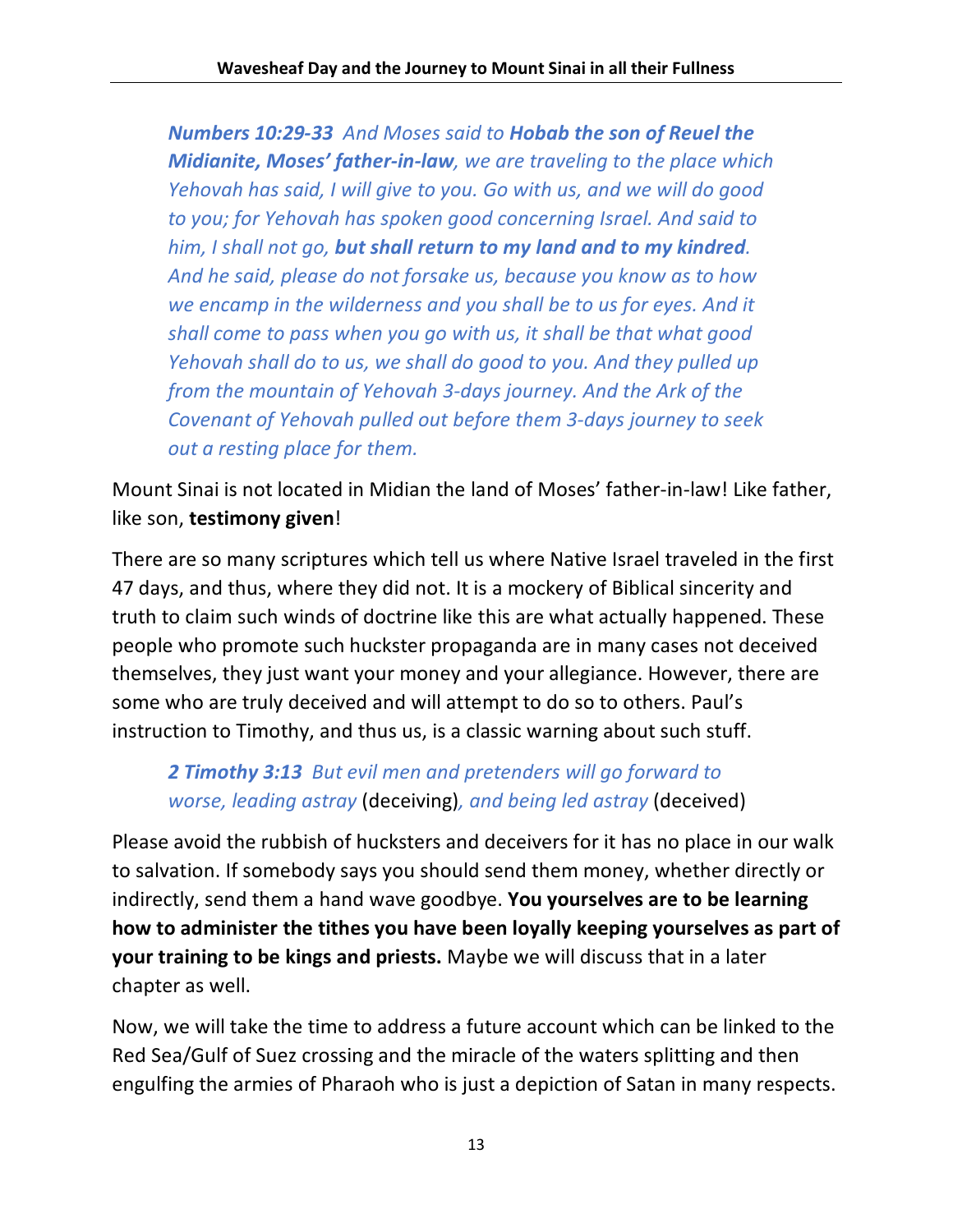*__Numbers 10:29-33__ And Moses said to __Hobab the son of Reuel the Midianite, Moses' father-in-law__, we are traveling to the place which Yehovah has said, I will give to you. Go with us, and we will do good to you; for Yehovah has spoken good concerning Israel. And said to him, I shall not go, __but shall return to my land and to my kindred__. And he said, please do not forsake us, because you know as to how we encamp in the wilderness and you shall be to us for eyes. And it shall come to pass when you go with us, it shall be that what good Yehovah shall do to us, we shall do good to you. And they pulled up from the mountain of Yehovah 3-days journey. And the Ark of the Covenant of Yehovah pulled out before them 3-days journey to seek out a resting place for them.*

Mount Sinai is not located in Midian the land of Moses' father-in-law! Like father, like son, **testimony given**!

There are so many scriptures which tell us where Native Israel traveled in the first 47 days, and thus, where they did not. It is a mockery of Biblical sincerity and truth to claim such winds of doctrine like this are what actually happened. These people who promote such huckster propaganda are in many cases not deceived themselves, they just want your money and your allegiance. However, there are some who are truly deceived and will attempt to do so to others. Paul's instruction to Timothy, and thus us, is a classic warning about such stuff.

> ***2 Timothy 3:13*** *But evil men and pretenders will go forward to worse, leading astray* (deceiving)*, and being led astray* (deceived)

Please avoid the rubbish of hucksters and deceivers for it has no place in our walk to salvation. If somebody says you should send them money, whether directly or indirectly, send them a hand wave goodbye. **You yourselves are to be learning how to administer the tithes you have been loyally keeping yourselves as part of your training to be kings and priests.** Maybe we will discuss that in a later chapter as well.

Now, we will take the time to address a future account which can be linked to the Red Sea/Gulf of Suez crossing and the miracle of the waters splitting and then engulfing the armies of Pharaoh who is just a depiction of Satan in many respects.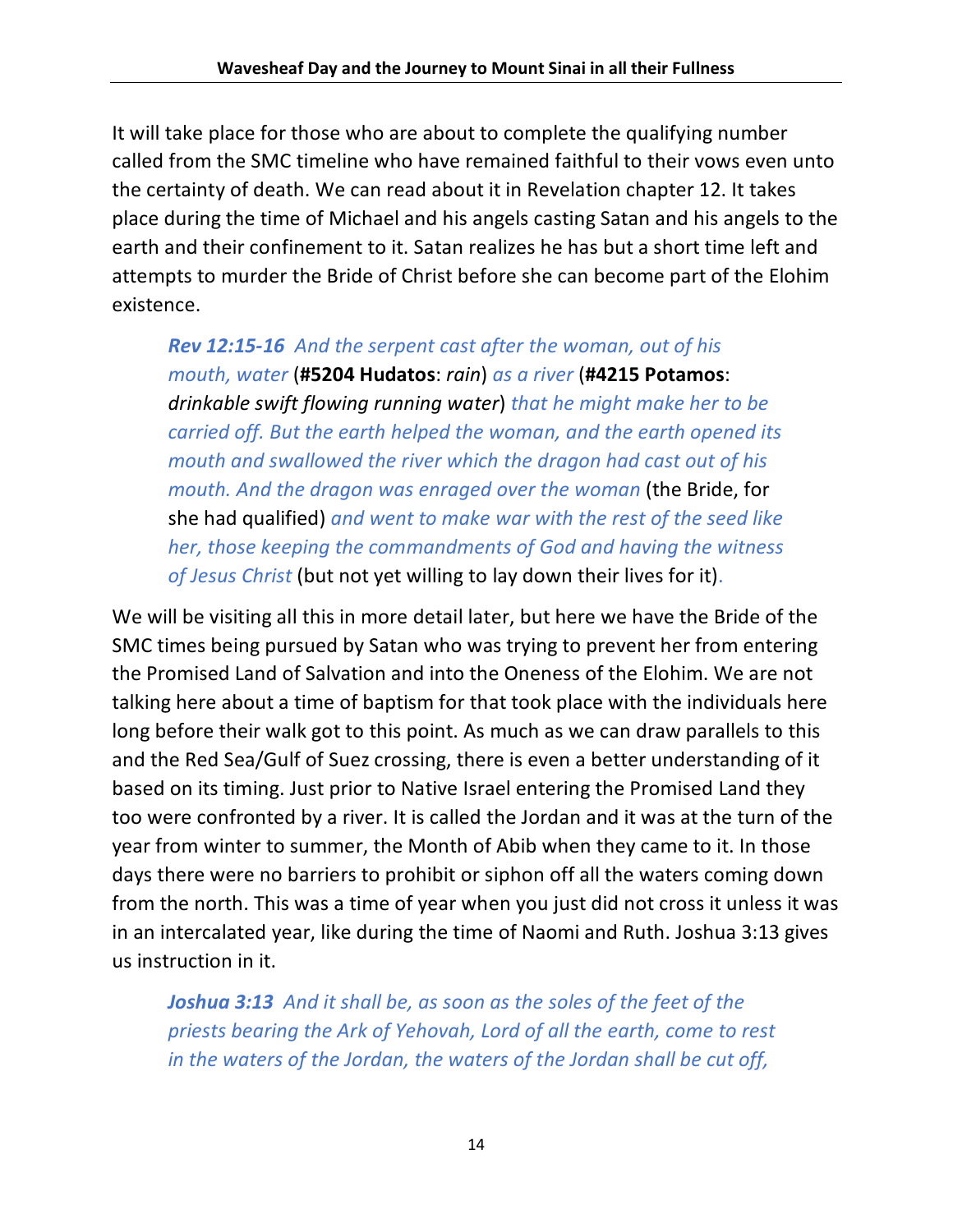It will take place for those who are about to complete the qualifying number called from the SMC timeline who have remained faithful to their vows even unto the certainty of death. We can read about it in Revelation chapter 12. It takes place during the time of Michael and his angels casting Satan and his angels to the earth and their confinement to it. Satan realizes he has but a short time left and attempts to murder the Bride of Christ before she can become part of the Elohim existence.

> ***Rev 12:15-16*** *And the serpent cast after the woman, out of his mouth, water* (**#5204 Hudatos**: *rain*) *as a river* (**#4215 Potamos**: *drinkable swift flowing running water*) *that he might make her to be carried off. But the earth helped the woman, and the earth opened its mouth and swallowed the river which the dragon had cast out of his mouth. And the dragon was enraged over the woman* (the Bride, for she had qualified) *and went to make war with the rest of the seed like her, those keeping the commandments of God and having the witness of Jesus Christ* (but not yet willing to lay down their lives for it).

We will be visiting all this in more detail later, but here we have the Bride of the SMC times being pursued by Satan who was trying to prevent her from entering the Promised Land of Salvation and into the Oneness of the Elohim. We are not talking here about a time of baptism for that took place with the individuals here long before their walk got to this point. As much as we can draw parallels to this and the Red Sea/Gulf of Suez crossing, there is even a better understanding of it based on its timing. Just prior to Native Israel entering the Promised Land they too were confronted by a river. It is called the Jordan and it was at the turn of the year from winter to summer, the Month of Abib when they came to it. In those days there were no barriers to prohibit or siphon off all the waters coming down from the north. This was a time of year when you just did not cross it unless it was in an intercalated year, like during the time of Naomi and Ruth. Joshua 3:13 gives us instruction in it.

> ***Joshua 3:13*** *And it shall be, as soon as the soles of the feet of the priests bearing the Ark of Yehovah, Lord of all the earth, come to rest in the waters of the Jordan, the waters of the Jordan shall be cut off,*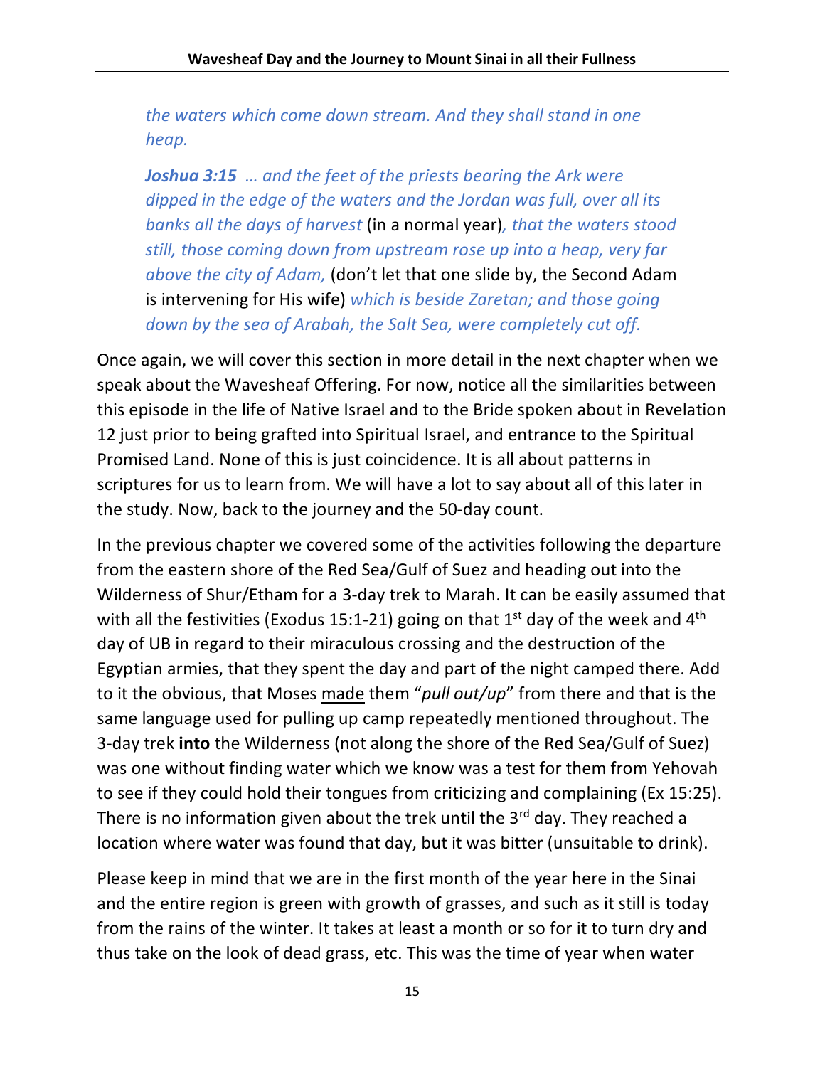*the waters which come down stream. And they shall stand in one heap.*

***Joshua 3:15*** *… and the feet of the priests bearing the Ark were dipped in the edge of the waters and the Jordan was full, over all its banks all the days of harvest* (in a normal year)*, that the waters stood still, those coming down from upstream rose up into a heap, very far above the city of Adam,* (don't let that one slide by, the Second Adam is intervening for His wife) *which is beside Zaretan; and those going down by the sea of Arabah, the Salt Sea, were completely cut off.*

Once again, we will cover this section in more detail in the next chapter when we speak about the Wavesheaf Offering. For now, notice all the similarities between this episode in the life of Native Israel and to the Bride spoken about in Revelation 12 just prior to being grafted into Spiritual Israel, and entrance to the Spiritual Promised Land. None of this is just coincidence. It is all about patterns in scriptures for us to learn from. We will have a lot to say about all of this later in the study. Now, back to the journey and the 50-day count.

In the previous chapter we covered some of the activities following the departure from the eastern shore of the Red Sea/Gulf of Suez and heading out into the Wilderness of Shur/Etham for a 3-day trek to Marah. It can be easily assumed that with all the festivities (Exodus 15:1-21) going on that 1st day of the week and 4th day of UB in regard to their miraculous crossing and the destruction of the Egyptian armies, that they spent the day and part of the night camped there. Add to it the obvious, that Moses <u>made</u> them "*pull out/up*" from there and that is the same language used for pulling up camp repeatedly mentioned throughout. The 3-day trek **into** the Wilderness (not along the shore of the Red Sea/Gulf of Suez) was one without finding water which we know was a test for them from Yehovah to see if they could hold their tongues from criticizing and complaining (Ex 15:25). There is no information given about the trek until the 3rd day. They reached a location where water was found that day, but it was bitter (unsuitable to drink).

Please keep in mind that we are in the first month of the year here in the Sinai and the entire region is green with growth of grasses, and such as it still is today from the rains of the winter. It takes at least a month or so for it to turn dry and thus take on the look of dead grass, etc. This was the time of year when water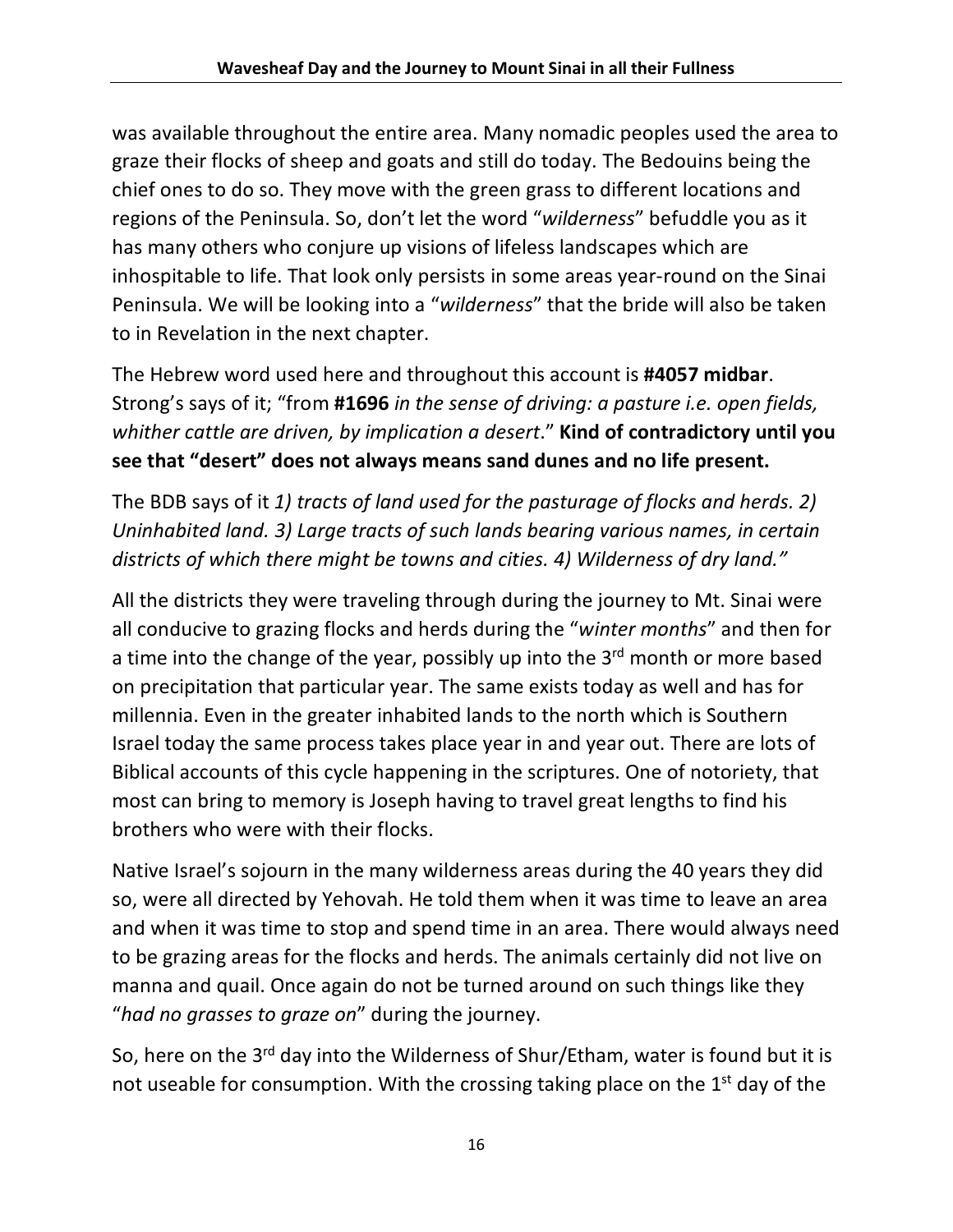was available throughout the entire area. Many nomadic peoples used the area to graze their flocks of sheep and goats and still do today. The Bedouins being the chief ones to do so. They move with the green grass to different locations and regions of the Peninsula. So, don't let the word "*wilderness*" befuddle you as it has many others who conjure up visions of lifeless landscapes which are inhospitable to life. That look only persists in some areas year-round on the Sinai Peninsula. We will be looking into a "*wilderness*" that the bride will also be taken to in Revelation in the next chapter.

The Hebrew word used here and throughout this account is **#4057 midbar**. Strong's says of it; "from **#1696** *in the sense of driving: a pasture i.e. open fields, whither cattle are driven, by implication a desert*." **Kind of contradictory until you see that "desert" does not always means sand dunes and no life present.**

The BDB says of it *1) tracts of land used for the pasturage of flocks and herds. 2) Uninhabited land. 3) Large tracts of such lands bearing various names, in certain districts of which there might be towns and cities. 4) Wilderness of dry land."*

All the districts they were traveling through during the journey to Mt. Sinai were all conducive to grazing flocks and herds during the "*winter months*" and then for a time into the change of the year, possibly up into the 3rd month or more based on precipitation that particular year. The same exists today as well and has for millennia. Even in the greater inhabited lands to the north which is Southern Israel today the same process takes place year in and year out. There are lots of Biblical accounts of this cycle happening in the scriptures. One of notoriety, that most can bring to memory is Joseph having to travel great lengths to find his brothers who were with their flocks.

Native Israel's sojourn in the many wilderness areas during the 40 years they did so, were all directed by Yehovah. He told them when it was time to leave an area and when it was time to stop and spend time in an area. There would always need to be grazing areas for the flocks and herds. The animals certainly did not live on manna and quail. Once again do not be turned around on such things like they "*had no grasses to graze on*" during the journey.

So, here on the 3rd day into the Wilderness of Shur/Etham, water is found but it is not useable for consumption. With the crossing taking place on the 1st day of the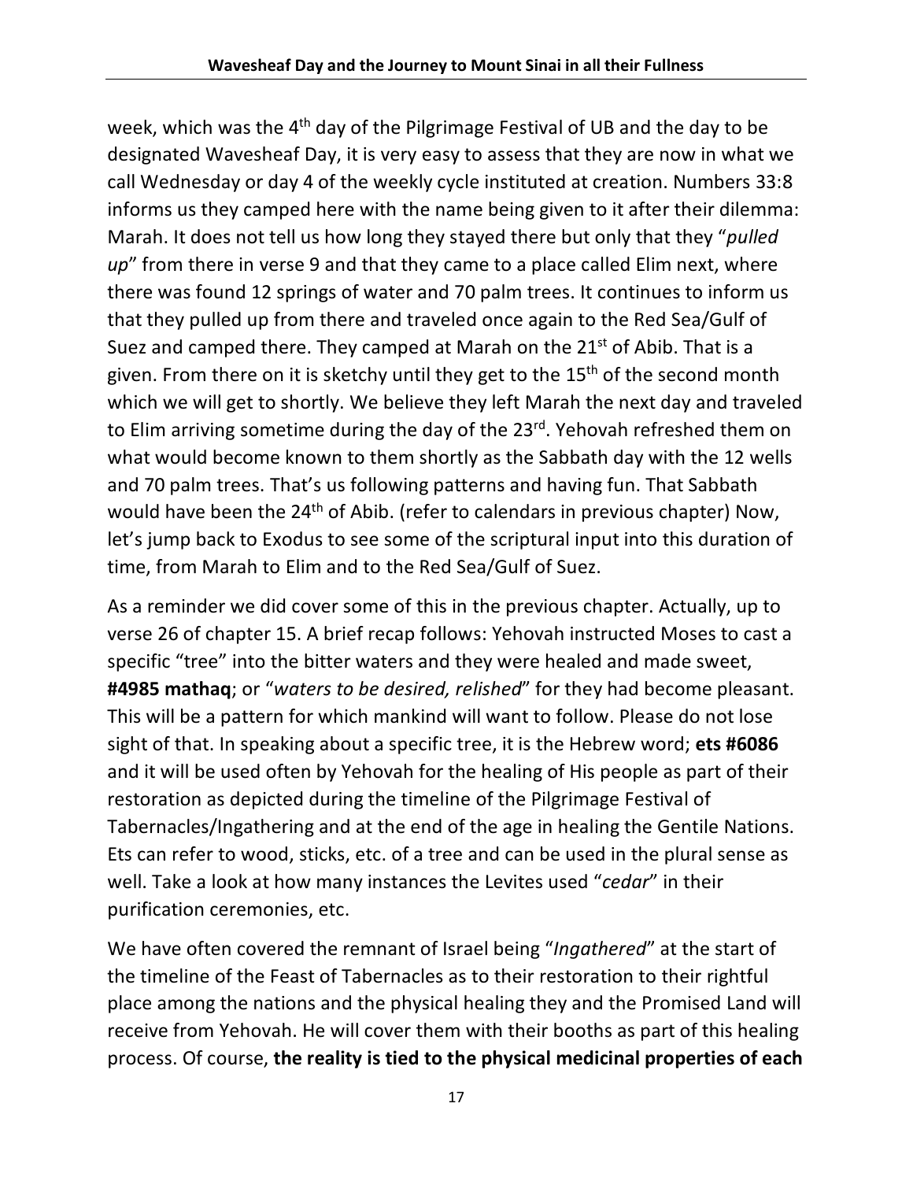week, which was the 4th day of the Pilgrimage Festival of UB and the day to be designated Wavesheaf Day, it is very easy to assess that they are now in what we call Wednesday or day 4 of the weekly cycle instituted at creation. Numbers 33:8 informs us they camped here with the name being given to it after their dilemma: Marah. It does not tell us how long they stayed there but only that they "*pulled up*" from there in verse 9 and that they came to a place called Elim next, where there was found 12 springs of water and 70 palm trees. It continues to inform us that they pulled up from there and traveled once again to the Red Sea/Gulf of Suez and camped there. They camped at Marah on the 21st of Abib. That is a given. From there on it is sketchy until they get to the 15th of the second month which we will get to shortly. We believe they left Marah the next day and traveled to Elim arriving sometime during the day of the 23rd. Yehovah refreshed them on what would become known to them shortly as the Sabbath day with the 12 wells and 70 palm trees. That's us following patterns and having fun. That Sabbath would have been the 24th of Abib. (refer to calendars in previous chapter) Now, let's jump back to Exodus to see some of the scriptural input into this duration of time, from Marah to Elim and to the Red Sea/Gulf of Suez.

As a reminder we did cover some of this in the previous chapter. Actually, up to verse 26 of chapter 15. A brief recap follows: Yehovah instructed Moses to cast a specific "tree" into the bitter waters and they were healed and made sweet, **#4985 mathaq**; or "*waters to be desired, relished*" for they had become pleasant. This will be a pattern for which mankind will want to follow. Please do not lose sight of that. In speaking about a specific tree, it is the Hebrew word; **ets #6086** and it will be used often by Yehovah for the healing of His people as part of their restoration as depicted during the timeline of the Pilgrimage Festival of Tabernacles/Ingathering and at the end of the age in healing the Gentile Nations. Ets can refer to wood, sticks, etc. of a tree and can be used in the plural sense as well. Take a look at how many instances the Levites used "*cedar*" in their purification ceremonies, etc.

We have often covered the remnant of Israel being "*Ingathered*" at the start of the timeline of the Feast of Tabernacles as to their restoration to their rightful place among the nations and the physical healing they and the Promised Land will receive from Yehovah. He will cover them with their booths as part of this healing process. Of course, **the reality is tied to the physical medicinal properties of each**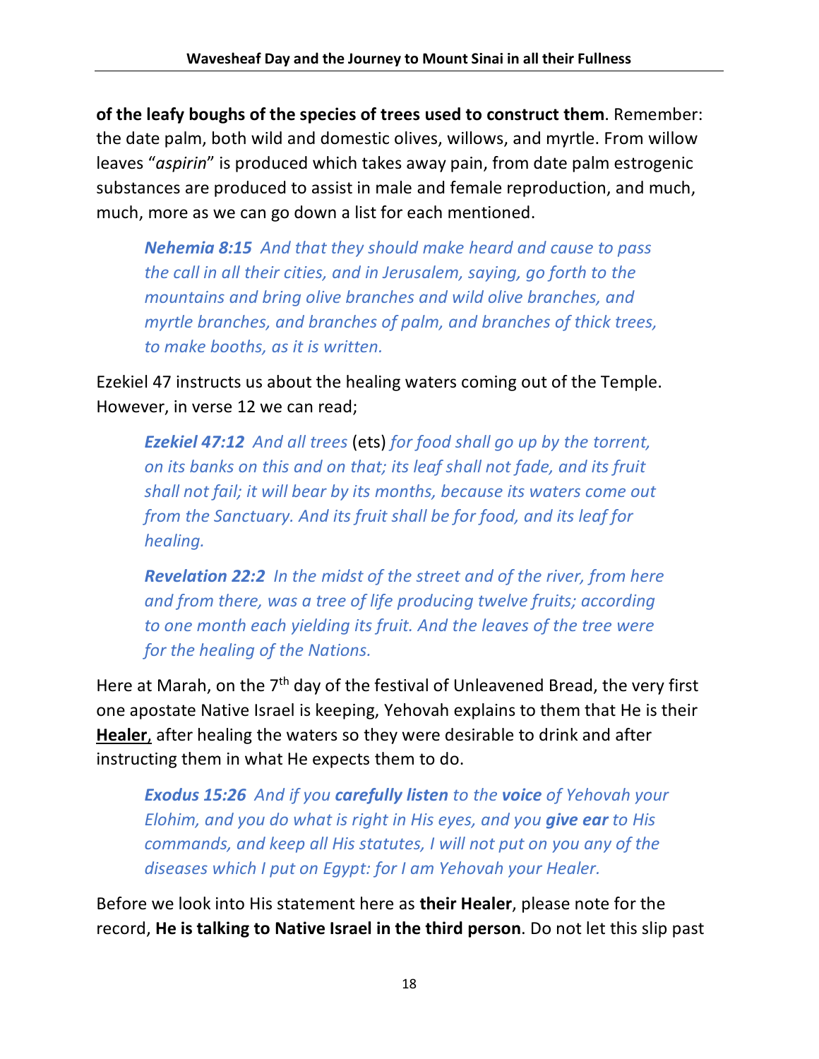**of the leafy boughs of the species of trees used to construct them**. Remember: the date palm, both wild and domestic olives, willows, and myrtle. From willow leaves "*aspirin*" is produced which takes away pain, from date palm estrogenic substances are produced to assist in male and female reproduction, and much, much, more as we can go down a list for each mentioned.

> ***Nehemia 8:15*** *And that they should make heard and cause to pass the call in all their cities, and in Jerusalem, saying, go forth to the mountains and bring olive branches and wild olive branches, and myrtle branches, and branches of palm, and branches of thick trees, to make booths, as it is written.*

Ezekiel 47 instructs us about the healing waters coming out of the Temple. However, in verse 12 we can read;

> ***Ezekiel 47:12*** *And all trees* (ets) *for food shall go up by the torrent, on its banks on this and on that; its leaf shall not fade, and its fruit shall not fail; it will bear by its months, because its waters come out from the Sanctuary. And its fruit shall be for food, and its leaf for healing.*

> ***Revelation 22:2*** *In the midst of the street and of the river, from here and from there, was a tree of life producing twelve fruits; according to one month each yielding its fruit. And the leaves of the tree were for the healing of the Nations.*

Here at Marah, on the 7th day of the festival of Unleavened Bread, the very first one apostate Native Israel is keeping, Yehovah explains to them that He is their **Healer**, after healing the waters so they were desirable to drink and after instructing them in what He expects them to do.

> ***Exodus 15:26*** *And if you **carefully listen** to the **voice** of Yehovah your Elohim, and you do what is right in His eyes, and you **give ear** to His commands, and keep all His statutes, I will not put on you any of the diseases which I put on Egypt: for I am Yehovah your Healer.*

Before we look into His statement here as **their Healer**, please note for the record, **He is talking to Native Israel in the third person**. Do not let this slip past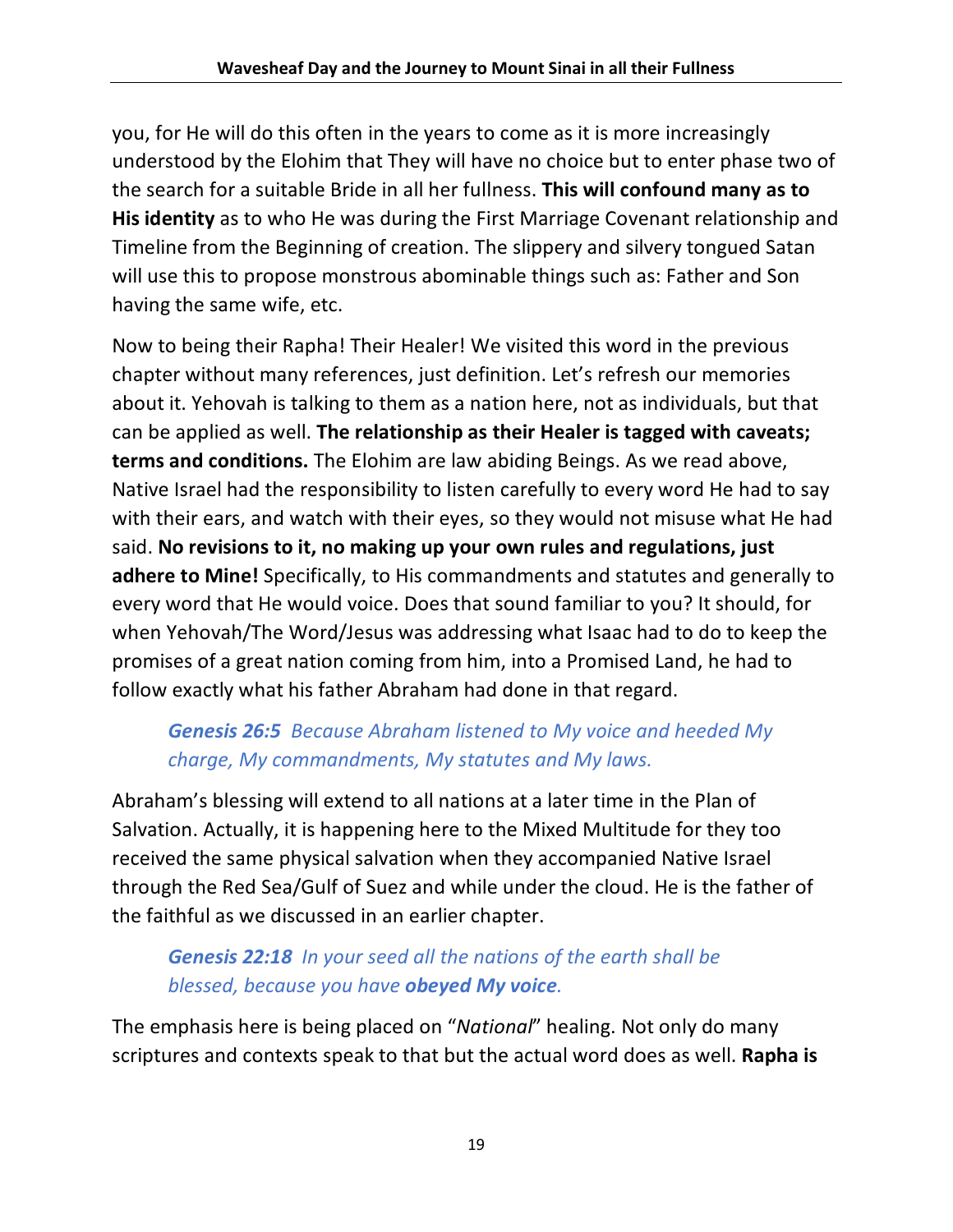you, for He will do this often in the years to come as it is more increasingly understood by the Elohim that They will have no choice but to enter phase two of the search for a suitable Bride in all her fullness. **This will confound many as to His identity** as to who He was during the First Marriage Covenant relationship and Timeline from the Beginning of creation. The slippery and silvery tongued Satan will use this to propose monstrous abominable things such as: Father and Son having the same wife, etc.

Now to being their Rapha! Their Healer! We visited this word in the previous chapter without many references, just definition. Let's refresh our memories about it. Yehovah is talking to them as a nation here, not as individuals, but that can be applied as well. **The relationship as their Healer is tagged with caveats; terms and conditions.** The Elohim are law abiding Beings. As we read above, Native Israel had the responsibility to listen carefully to every word He had to say with their ears, and watch with their eyes, so they would not misuse what He had said. **No revisions to it, no making up your own rules and regulations, just adhere to Mine!** Specifically, to His commandments and statutes and generally to every word that He would voice. Does that sound familiar to you? It should, for when Yehovah/The Word/Jesus was addressing what Isaac had to do to keep the promises of a great nation coming from him, into a Promised Land, he had to follow exactly what his father Abraham had done in that regard.

> ***Genesis 26:5*** *Because Abraham listened to My voice and heeded My charge, My commandments, My statutes and My laws.*

Abraham's blessing will extend to all nations at a later time in the Plan of Salvation. Actually, it is happening here to the Mixed Multitude for they too received the same physical salvation when they accompanied Native Israel through the Red Sea/Gulf of Suez and while under the cloud. He is the father of the faithful as we discussed in an earlier chapter.

> ***Genesis 22:18*** *In your seed all the nations of the earth shall be blessed, because you have* ***obeyed My voice****.*

The emphasis here is being placed on "*National*" healing. Not only do many scriptures and contexts speak to that but the actual word does as well. **Rapha is**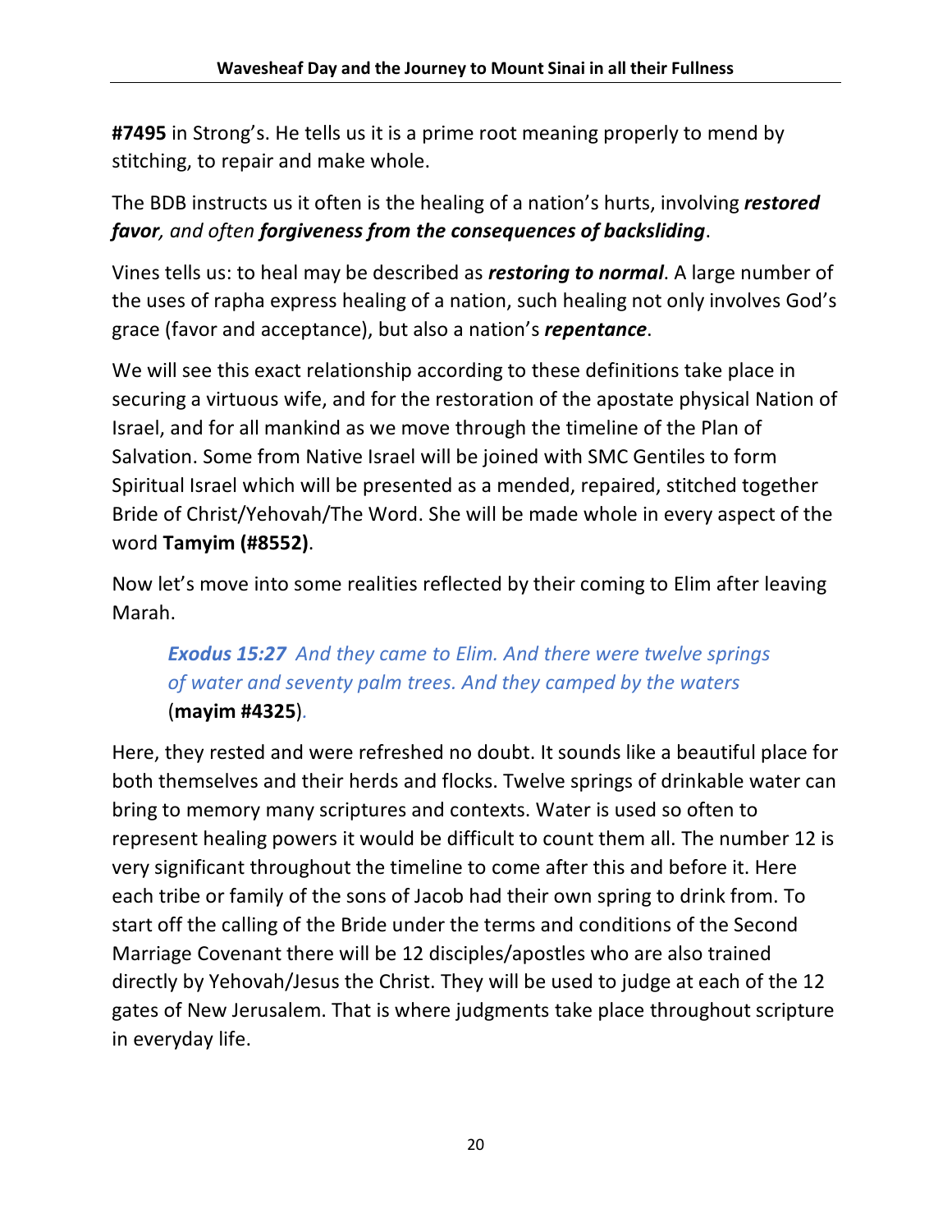**#7495** in Strong's. He tells us it is a prime root meaning properly to mend by stitching, to repair and make whole.

The BDB instructs us it often is the healing of a nation's hurts, involving ***restored favor****, and often* ***forgiveness from the consequences of backsliding***.

Vines tells us: to heal may be described as ***restoring to normal***. A large number of the uses of rapha express healing of a nation, such healing not only involves God's grace (favor and acceptance), but also a nation's ***repentance***.

We will see this exact relationship according to these definitions take place in securing a virtuous wife, and for the restoration of the apostate physical Nation of Israel, and for all mankind as we move through the timeline of the Plan of Salvation. Some from Native Israel will be joined with SMC Gentiles to form Spiritual Israel which will be presented as a mended, repaired, stitched together Bride of Christ/Yehovah/The Word. She will be made whole in every aspect of the word **Tamyim (#8552)**.

Now let's move into some realities reflected by their coming to Elim after leaving Marah.

> ***Exodus 15:27*** *And they came to Elim. And there were twelve springs of water and seventy palm trees. And they camped by the waters* (**mayim #4325**).

Here, they rested and were refreshed no doubt. It sounds like a beautiful place for both themselves and their herds and flocks. Twelve springs of drinkable water can bring to memory many scriptures and contexts. Water is used so often to represent healing powers it would be difficult to count them all. The number 12 is very significant throughout the timeline to come after this and before it. Here each tribe or family of the sons of Jacob had their own spring to drink from. To start off the calling of the Bride under the terms and conditions of the Second Marriage Covenant there will be 12 disciples/apostles who are also trained directly by Yehovah/Jesus the Christ. They will be used to judge at each of the 12 gates of New Jerusalem. That is where judgments take place throughout scripture in everyday life.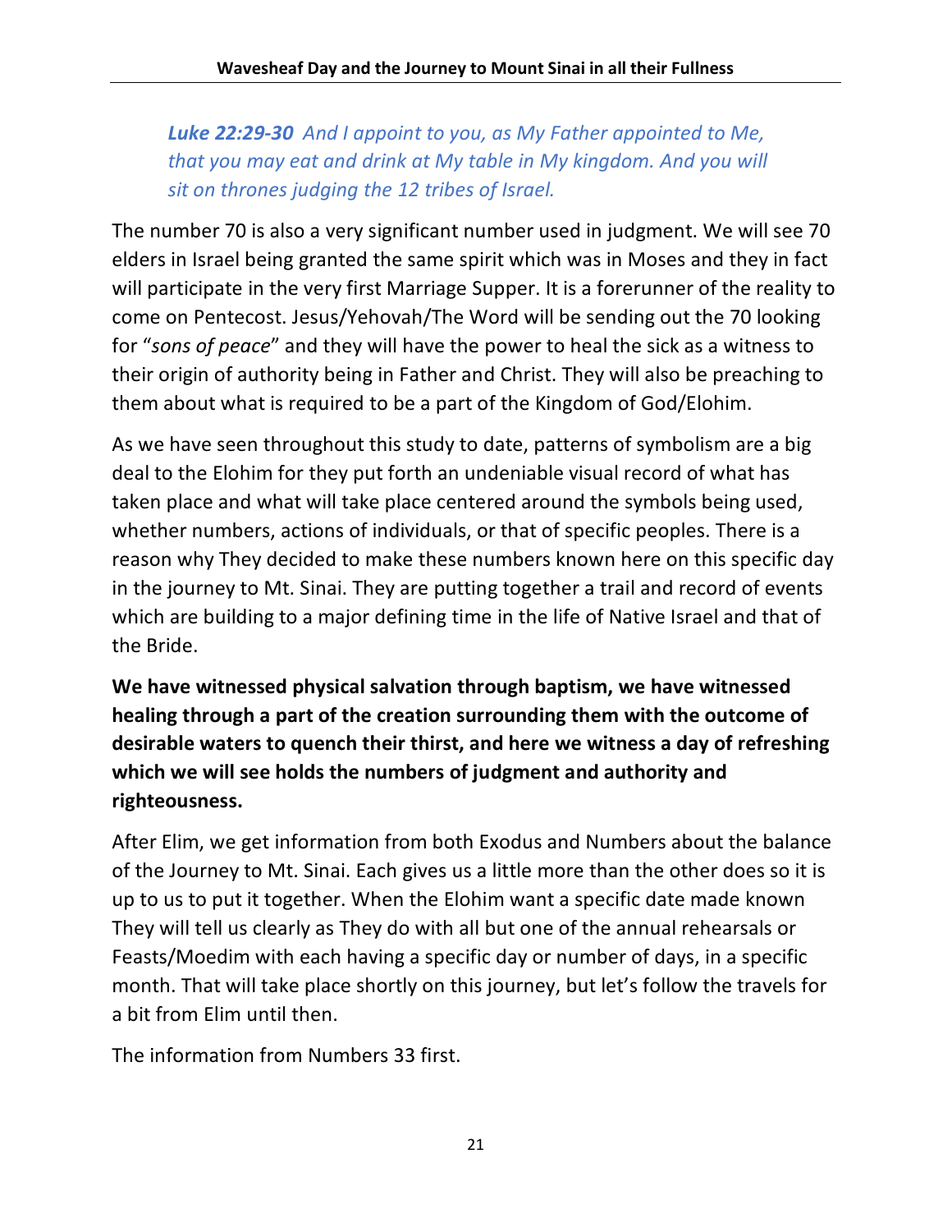*__Luke 22:29-30__ And I appoint to you, as My Father appointed to Me, that you may eat and drink at My table in My kingdom. And you will sit on thrones judging the 12 tribes of Israel.*

The number 70 is also a very significant number used in judgment. We will see 70 elders in Israel being granted the same spirit which was in Moses and they in fact will participate in the very first Marriage Supper. It is a forerunner of the reality to come on Pentecost. Jesus/Yehovah/The Word will be sending out the 70 looking for "*sons of peace*" and they will have the power to heal the sick as a witness to their origin of authority being in Father and Christ. They will also be preaching to them about what is required to be a part of the Kingdom of God/Elohim.

As we have seen throughout this study to date, patterns of symbolism are a big deal to the Elohim for they put forth an undeniable visual record of what has taken place and what will take place centered around the symbols being used, whether numbers, actions of individuals, or that of specific peoples. There is a reason why They decided to make these numbers known here on this specific day in the journey to Mt. Sinai. They are putting together a trail and record of events which are building to a major defining time in the life of Native Israel and that of the Bride.

**We have witnessed physical salvation through baptism, we have witnessed healing through a part of the creation surrounding them with the outcome of desirable waters to quench their thirst, and here we witness a day of refreshing which we will see holds the numbers of judgment and authority and righteousness.**

After Elim, we get information from both Exodus and Numbers about the balance of the Journey to Mt. Sinai. Each gives us a little more than the other does so it is up to us to put it together. When the Elohim want a specific date made known They will tell us clearly as They do with all but one of the annual rehearsals or Feasts/Moedim with each having a specific day or number of days, in a specific month. That will take place shortly on this journey, but let's follow the travels for a bit from Elim until then.

The information from Numbers 33 first.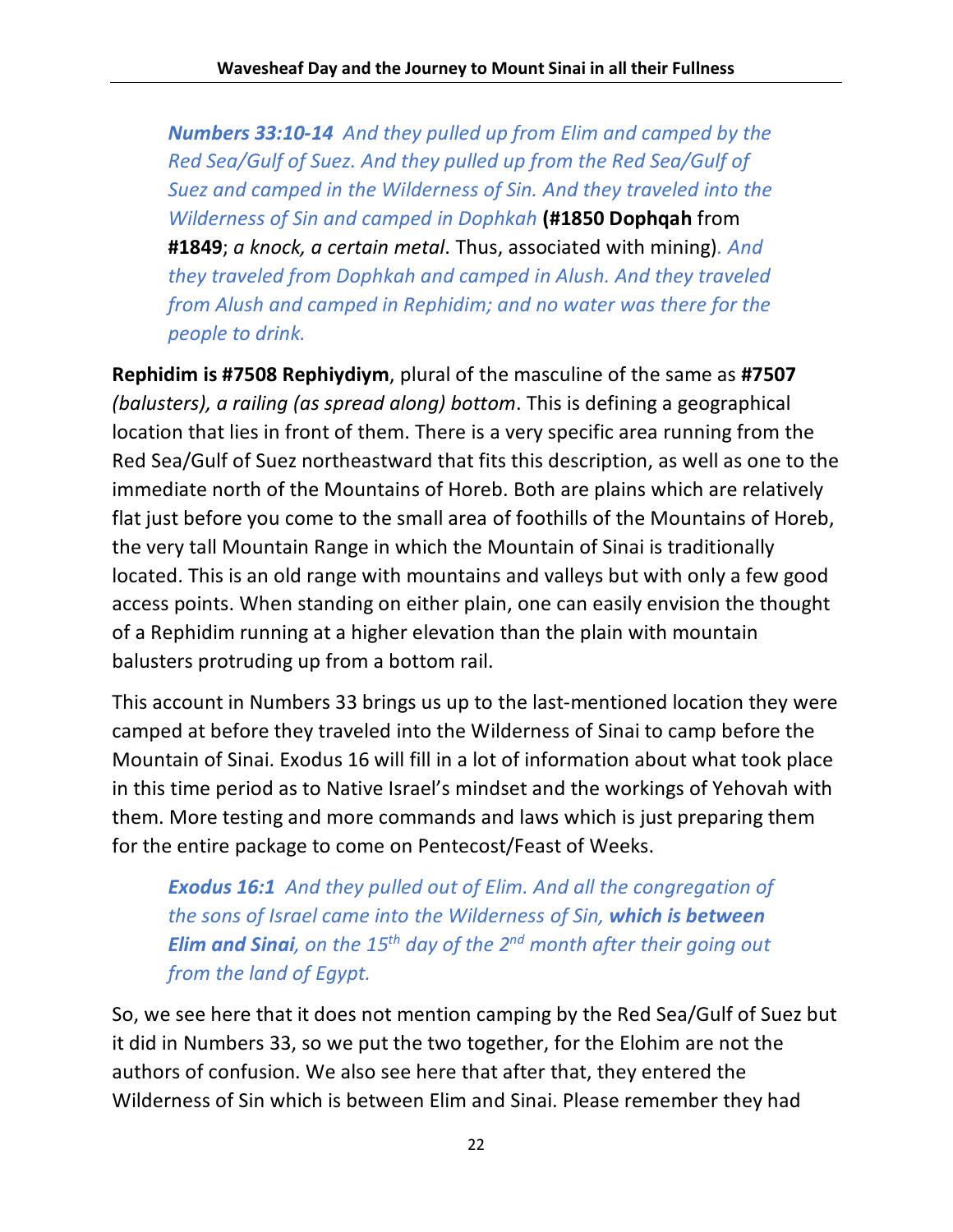> ***Numbers 33:10-14*** *And they pulled up from Elim and camped by the Red Sea/Gulf of Suez. And they pulled up from the Red Sea/Gulf of Suez and camped in the Wilderness of Sin. And they traveled into the Wilderness of Sin and camped in Dophkah* **(#1850 Dophqah** from **#1849**; *a knock, a certain metal*. Thus, associated with mining)*. And they traveled from Dophkah and camped in Alush. And they traveled from Alush and camped in Rephidim; and no water was there for the people to drink.*

**Rephidim is #7508 Rephiydiym**, plural of the masculine of the same as **#7507** *(balusters), a railing (as spread along) bottom*. This is defining a geographical location that lies in front of them. There is a very specific area running from the Red Sea/Gulf of Suez northeastward that fits this description, as well as one to the immediate north of the Mountains of Horeb. Both are plains which are relatively flat just before you come to the small area of foothills of the Mountains of Horeb, the very tall Mountain Range in which the Mountain of Sinai is traditionally located. This is an old range with mountains and valleys but with only a few good access points. When standing on either plain, one can easily envision the thought of a Rephidim running at a higher elevation than the plain with mountain balusters protruding up from a bottom rail.

This account in Numbers 33 brings us up to the last-mentioned location they were camped at before they traveled into the Wilderness of Sinai to camp before the Mountain of Sinai. Exodus 16 will fill in a lot of information about what took place in this time period as to Native Israel's mindset and the workings of Yehovah with them. More testing and more commands and laws which is just preparing them for the entire package to come on Pentecost/Feast of Weeks.

> ***Exodus 16:1*** *And they pulled out of Elim. And all the congregation of the sons of Israel came into the Wilderness of Sin,* ***which is between Elim and Sinai****, on the 15th day of the 2nd month after their going out from the land of Egypt.*

So, we see here that it does not mention camping by the Red Sea/Gulf of Suez but it did in Numbers 33, so we put the two together, for the Elohim are not the authors of confusion. We also see here that after that, they entered the Wilderness of Sin which is between Elim and Sinai. Please remember they had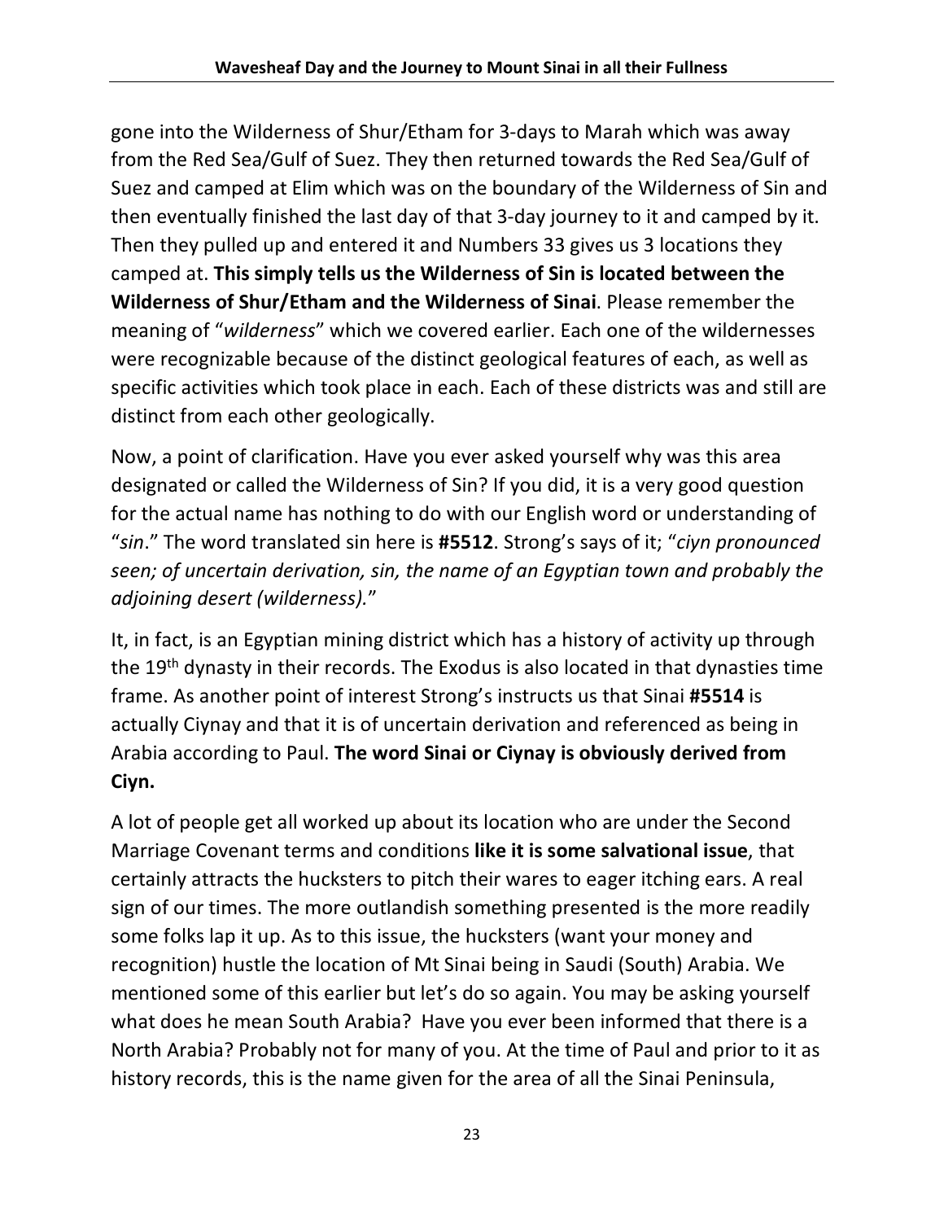gone into the Wilderness of Shur/Etham for 3-days to Marah which was away from the Red Sea/Gulf of Suez. They then returned towards the Red Sea/Gulf of Suez and camped at Elim which was on the boundary of the Wilderness of Sin and then eventually finished the last day of that 3-day journey to it and camped by it. Then they pulled up and entered it and Numbers 33 gives us 3 locations they camped at. **This simply tells us the Wilderness of Sin is located between the Wilderness of Shur/Etham and the Wilderness of Sinai**. Please remember the meaning of "*wilderness*" which we covered earlier. Each one of the wildernesses were recognizable because of the distinct geological features of each, as well as specific activities which took place in each. Each of these districts was and still are distinct from each other geologically.

Now, a point of clarification. Have you ever asked yourself why was this area designated or called the Wilderness of Sin? If you did, it is a very good question for the actual name has nothing to do with our English word or understanding of "*sin*." The word translated sin here is **#5512**. Strong's says of it; "*ciyn pronounced seen; of uncertain derivation, sin, the name of an Egyptian town and probably the adjoining desert (wilderness).*"

It, in fact, is an Egyptian mining district which has a history of activity up through the 19th dynasty in their records. The Exodus is also located in that dynasties time frame. As another point of interest Strong's instructs us that Sinai **#5514** is actually Ciynay and that it is of uncertain derivation and referenced as being in Arabia according to Paul. **The word Sinai or Ciynay is obviously derived from Ciyn.**

A lot of people get all worked up about its location who are under the Second Marriage Covenant terms and conditions **like it is some salvational issue**, that certainly attracts the hucksters to pitch their wares to eager itching ears. A real sign of our times. The more outlandish something presented is the more readily some folks lap it up. As to this issue, the hucksters (want your money and recognition) hustle the location of Mt Sinai being in Saudi (South) Arabia. We mentioned some of this earlier but let's do so again. You may be asking yourself what does he mean South Arabia? Have you ever been informed that there is a North Arabia? Probably not for many of you. At the time of Paul and prior to it as history records, this is the name given for the area of all the Sinai Peninsula,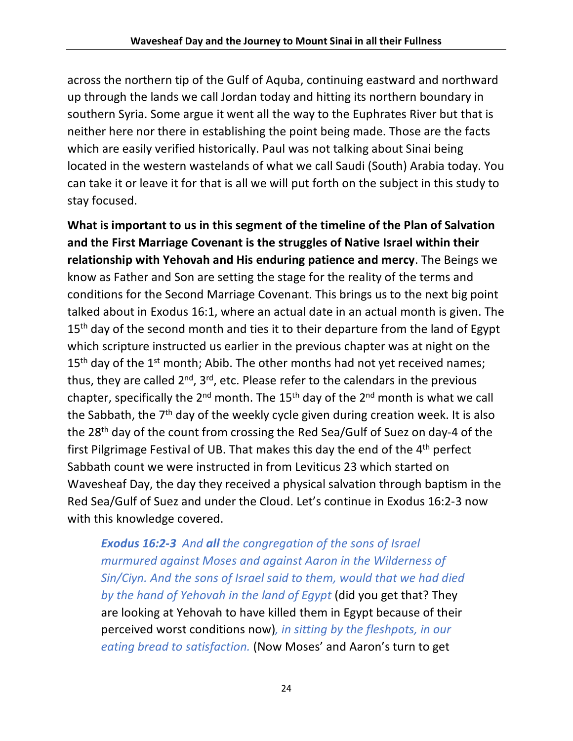across the northern tip of the Gulf of Aquba, continuing eastward and northward up through the lands we call Jordan today and hitting its northern boundary in southern Syria. Some argue it went all the way to the Euphrates River but that is neither here nor there in establishing the point being made. Those are the facts which are easily verified historically. Paul was not talking about Sinai being located in the western wastelands of what we call Saudi (South) Arabia today. You can take it or leave it for that is all we will put forth on the subject in this study to stay focused.

**What is important to us in this segment of the timeline of the Plan of Salvation and the First Marriage Covenant is the struggles of Native Israel within their relationship with Yehovah and His enduring patience and mercy**. The Beings we know as Father and Son are setting the stage for the reality of the terms and conditions for the Second Marriage Covenant. This brings us to the next big point talked about in Exodus 16:1, where an actual date in an actual month is given. The 15th day of the second month and ties it to their departure from the land of Egypt which scripture instructed us earlier in the previous chapter was at night on the 15th day of the 1st month; Abib. The other months had not yet received names; thus, they are called 2nd, 3rd, etc. Please refer to the calendars in the previous chapter, specifically the 2nd month. The 15th day of the 2nd month is what we call the Sabbath, the 7th day of the weekly cycle given during creation week. It is also the 28th day of the count from crossing the Red Sea/Gulf of Suez on day-4 of the first Pilgrimage Festival of UB. That makes this day the end of the 4th perfect Sabbath count we were instructed in from Leviticus 23 which started on Wavesheaf Day, the day they received a physical salvation through baptism in the Red Sea/Gulf of Suez and under the Cloud. Let's continue in Exodus 16:2-3 now with this knowledge covered.

> ***Exodus 16:2-3*** *And **all** the congregation of the sons of Israel murmured against Moses and against Aaron in the Wilderness of Sin/Ciyn. And the sons of Israel said to them, would that we had died by the hand of Yehovah in the land of Egypt* (did you get that? They are looking at Yehovah to have killed them in Egypt because of their perceived worst conditions now)*, in sitting by the fleshpots, in our eating bread to satisfaction.* (Now Moses' and Aaron's turn to get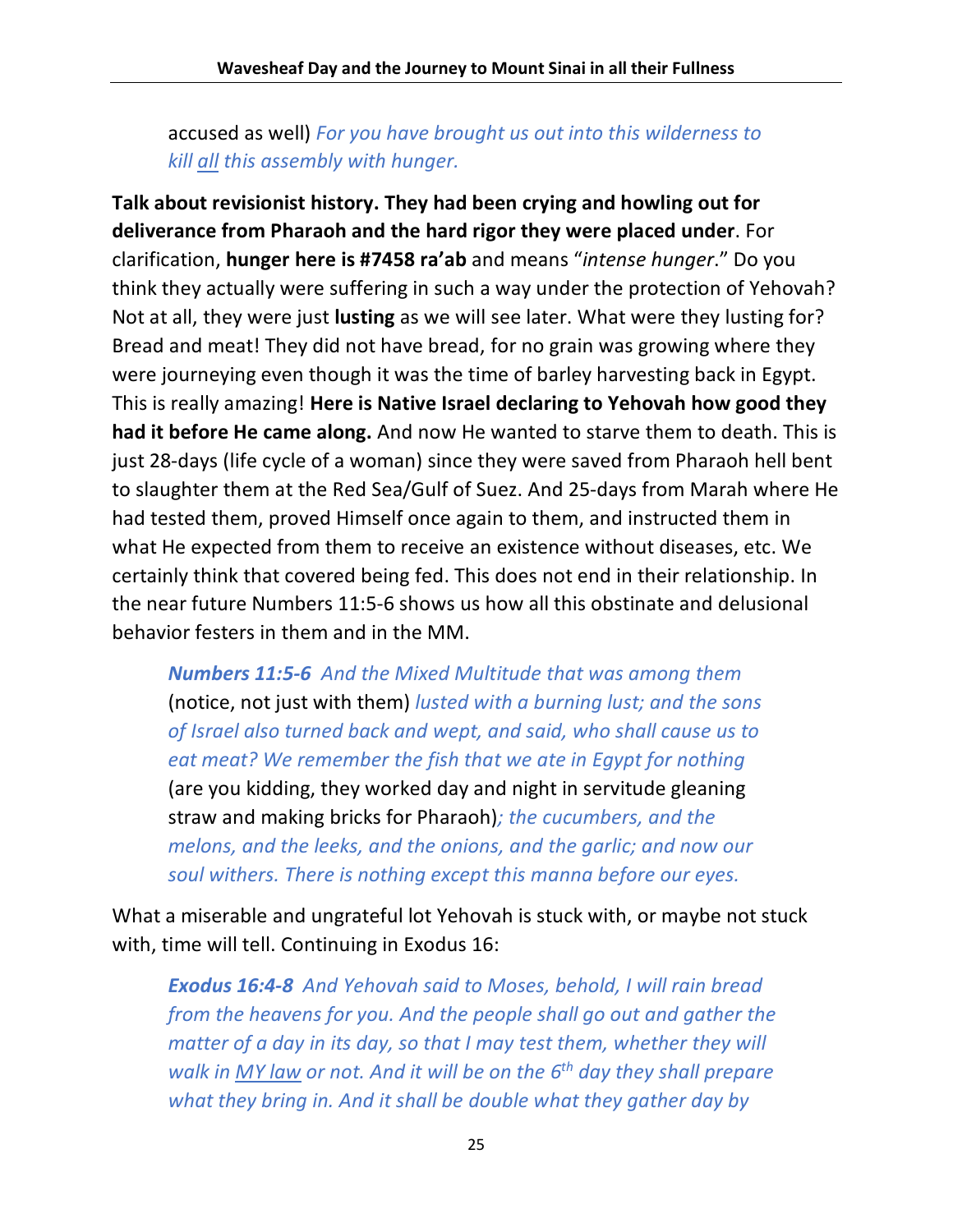accused as well) *For you have brought us out into this wilderness to kill all this assembly with hunger.*

**Talk about revisionist history. They had been crying and howling out for deliverance from Pharaoh and the hard rigor they were placed under**. For clarification, **hunger here is #7458 ra'ab** and means "*intense hunger*." Do you think they actually were suffering in such a way under the protection of Yehovah? Not at all, they were just **lusting** as we will see later. What were they lusting for? Bread and meat! They did not have bread, for no grain was growing where they were journeying even though it was the time of barley harvesting back in Egypt. This is really amazing! **Here is Native Israel declaring to Yehovah how good they had it before He came along.** And now He wanted to starve them to death. This is just 28-days (life cycle of a woman) since they were saved from Pharaoh hell bent to slaughter them at the Red Sea/Gulf of Suez. And 25-days from Marah where He had tested them, proved Himself once again to them, and instructed them in what He expected from them to receive an existence without diseases, etc. We certainly think that covered being fed. This does not end in their relationship. In the near future Numbers 11:5-6 shows us how all this obstinate and delusional behavior festers in them and in the MM.

> ***Numbers 11:5-6*** *And the Mixed Multitude that was among them* (notice, not just with them) *lusted with a burning lust; and the sons of Israel also turned back and wept, and said, who shall cause us to eat meat? We remember the fish that we ate in Egypt for nothing* (are you kidding, they worked day and night in servitude gleaning straw and making bricks for Pharaoh)*; the cucumbers, and the melons, and the leeks, and the onions, and the garlic; and now our soul withers. There is nothing except this manna before our eyes.*

What a miserable and ungrateful lot Yehovah is stuck with, or maybe not stuck with, time will tell. Continuing in Exodus 16:

> ***Exodus 16:4-8*** *And Yehovah said to Moses, behold, I will rain bread from the heavens for you. And the people shall go out and gather the matter of a day in its day, so that I may test them, whether they will walk in MY law or not. And it will be on the 6th day they shall prepare what they bring in. And it shall be double what they gather day by*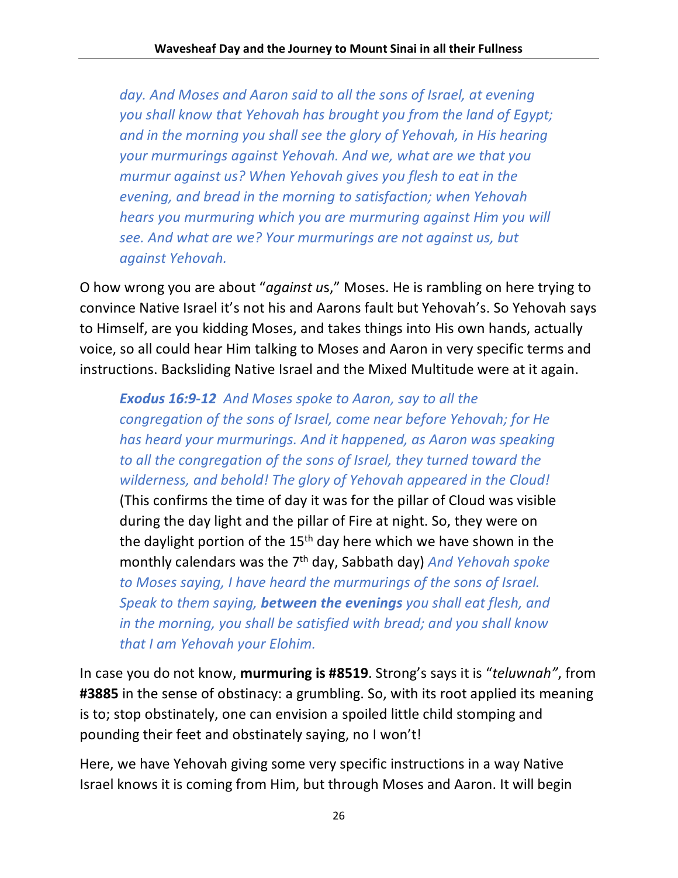*day. And Moses and Aaron said to all the sons of Israel, at evening you shall know that Yehovah has brought you from the land of Egypt; and in the morning you shall see the glory of Yehovah, in His hearing your murmurings against Yehovah. And we, what are we that you murmur against us? When Yehovah gives you flesh to eat in the evening, and bread in the morning to satisfaction; when Yehovah hears you murmuring which you are murmuring against Him you will see. And what are we? Your murmurings are not against us, but against Yehovah.*

O how wrong you are about "*against u*s," Moses. He is rambling on here trying to convince Native Israel it's not his and Aarons fault but Yehovah's. So Yehovah says to Himself, are you kidding Moses, and takes things into His own hands, actually voice, so all could hear Him talking to Moses and Aaron in very specific terms and instructions. Backsliding Native Israel and the Mixed Multitude were at it again.

> ***Exodus 16:9-12*** *And Moses spoke to Aaron, say to all the congregation of the sons of Israel, come near before Yehovah; for He has heard your murmurings. And it happened, as Aaron was speaking to all the congregation of the sons of Israel, they turned toward the wilderness, and behold! The glory of Yehovah appeared in the Cloud!* (This confirms the time of day it was for the pillar of Cloud was visible during the day light and the pillar of Fire at night. So, they were on the daylight portion of the 15th day here which we have shown in the monthly calendars was the 7th day, Sabbath day) *And Yehovah spoke to Moses saying, I have heard the murmurings of the sons of Israel. Speak to them saying,* ***between the evenings*** *you shall eat flesh, and in the morning, you shall be satisfied with bread; and you shall know that I am Yehovah your Elohim.*

In case you do not know, **murmuring is #8519**. Strong's says it is "*teluwnah"*, from **#3885** in the sense of obstinacy: a grumbling. So, with its root applied its meaning is to; stop obstinately, one can envision a spoiled little child stomping and pounding their feet and obstinately saying, no I won't!

Here, we have Yehovah giving some very specific instructions in a way Native Israel knows it is coming from Him, but through Moses and Aaron. It will begin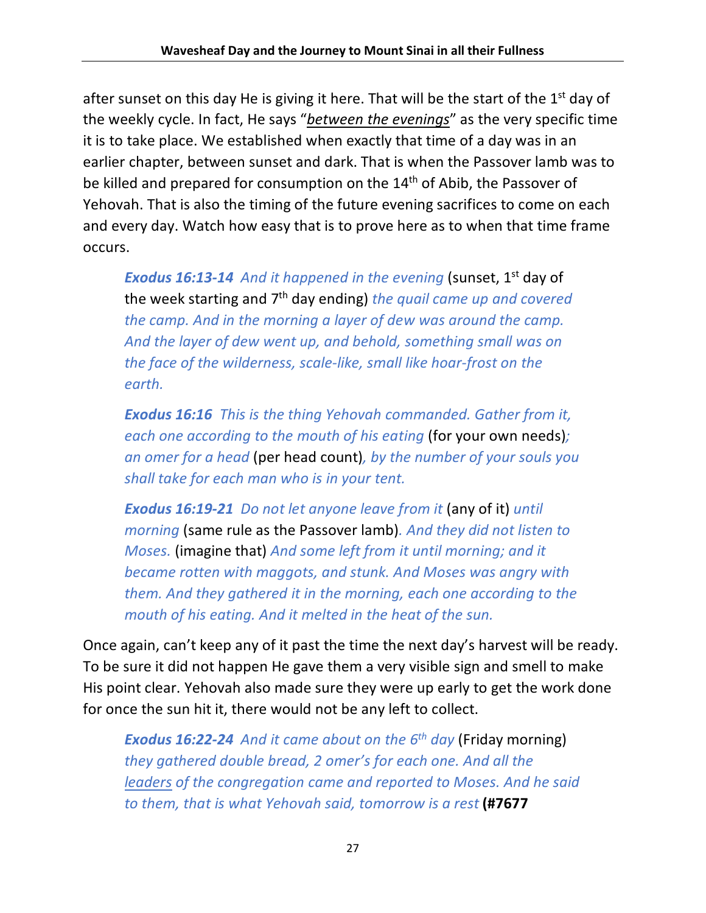after sunset on this day He is giving it here. That will be the start of the 1st day of the weekly cycle. In fact, He says "*between the evenings*" as the very specific time it is to take place. We established when exactly that time of a day was in an earlier chapter, between sunset and dark. That is when the Passover lamb was to be killed and prepared for consumption on the 14th of Abib, the Passover of Yehovah. That is also the timing of the future evening sacrifices to come on each and every day. Watch how easy that is to prove here as to when that time frame occurs.

> ***Exodus 16:13-14*** *And it happened in the evening* (sunset, 1st day of the week starting and 7th day ending) *the quail came up and covered the camp. And in the morning a layer of dew was around the camp. And the layer of dew went up, and behold, something small was on the face of the wilderness, scale-like, small like hoar-frost on the earth.*
>
> ***Exodus 16:16*** *This is the thing Yehovah commanded. Gather from it, each one according to the mouth of his eating* (for your own needs)*; an omer for a head* (per head count)*, by the number of your souls you shall take for each man who is in your tent.*
>
> ***Exodus 16:19-21*** *Do not let anyone leave from it* (any of it) *until morning* (same rule as the Passover lamb)*. And they did not listen to Moses.* (imagine that) *And some left from it until morning; and it became rotten with maggots, and stunk. And Moses was angry with them. And they gathered it in the morning, each one according to the mouth of his eating. And it melted in the heat of the sun.*

Once again, can't keep any of it past the time the next day's harvest will be ready. To be sure it did not happen He gave them a very visible sign and smell to make His point clear. Yehovah also made sure they were up early to get the work done for once the sun hit it, there would not be any left to collect.

> ***Exodus 16:22-24*** *And it came about on the 6th day* (Friday morning) *they gathered double bread, 2 omer's for each one. And all the leaders of the congregation came and reported to Moses. And he said to them, that is what Yehovah said, tomorrow is a rest* **(#7677**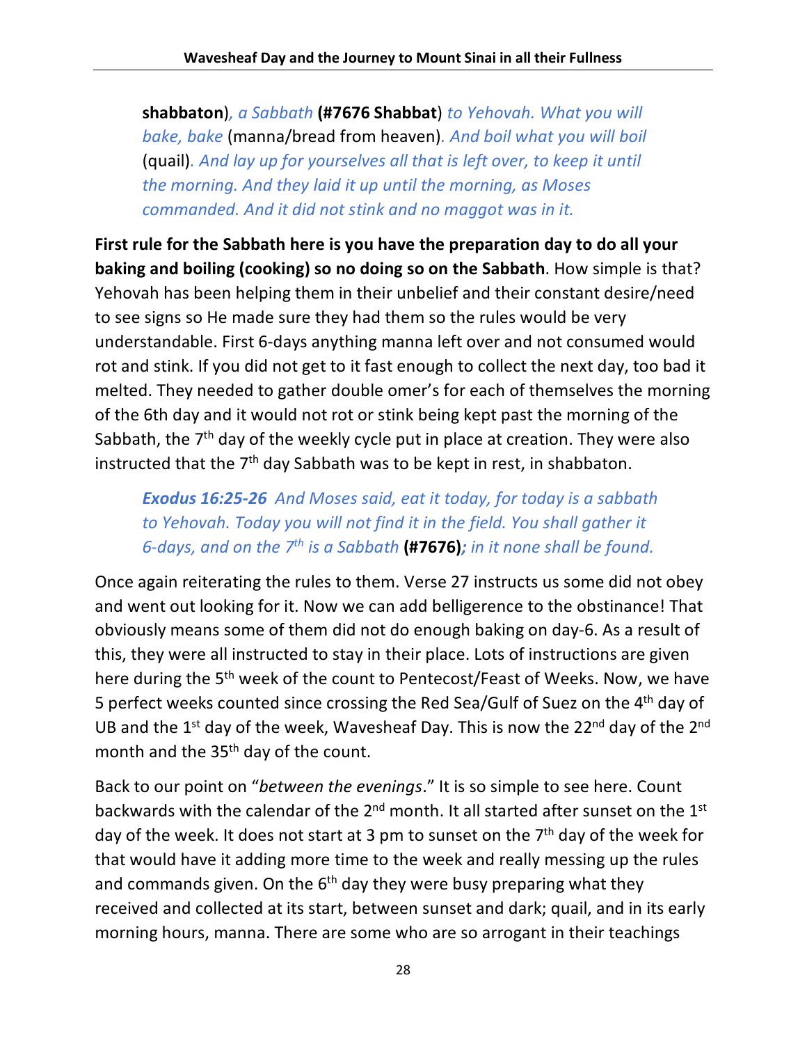**shabbaton**)*, a Sabbath* **(#7676 Shabbat**) *to Yehovah. What you will bake, bake* (manna/bread from heaven)*. And boil what you will boil* (quail)*. And lay up for yourselves all that is left over, to keep it until the morning. And they laid it up until the morning, as Moses commanded. And it did not stink and no maggot was in it.*

**First rule for the Sabbath here is you have the preparation day to do all your baking and boiling (cooking) so no doing so on the Sabbath**. How simple is that? Yehovah has been helping them in their unbelief and their constant desire/need to see signs so He made sure they had them so the rules would be very understandable. First 6-days anything manna left over and not consumed would rot and stink. If you did not get to it fast enough to collect the next day, too bad it melted. They needed to gather double omer's for each of themselves the morning of the 6th day and it would not rot or stink being kept past the morning of the Sabbath, the 7th day of the weekly cycle put in place at creation. They were also instructed that the 7th day Sabbath was to be kept in rest, in shabbaton.

***Exodus 16:25-26*** *And Moses said, eat it today, for today is a sabbath to Yehovah. Today you will not find it in the field. You shall gather it 6-days, and on the 7th is a Sabbath* **(#7676)***; in it none shall be found.*

Once again reiterating the rules to them. Verse 27 instructs us some did not obey and went out looking for it. Now we can add belligerence to the obstinance! That obviously means some of them did not do enough baking on day-6. As a result of this, they were all instructed to stay in their place. Lots of instructions are given here during the 5th week of the count to Pentecost/Feast of Weeks. Now, we have 5 perfect weeks counted since crossing the Red Sea/Gulf of Suez on the 4th day of UB and the 1st day of the week, Wavesheaf Day. This is now the 22nd day of the 2nd month and the 35th day of the count.

Back to our point on "*between the evenings*." It is so simple to see here. Count backwards with the calendar of the 2nd month. It all started after sunset on the 1st day of the week. It does not start at 3 pm to sunset on the 7th day of the week for that would have it adding more time to the week and really messing up the rules and commands given. On the 6th day they were busy preparing what they received and collected at its start, between sunset and dark; quail, and in its early morning hours, manna. There are some who are so arrogant in their teachings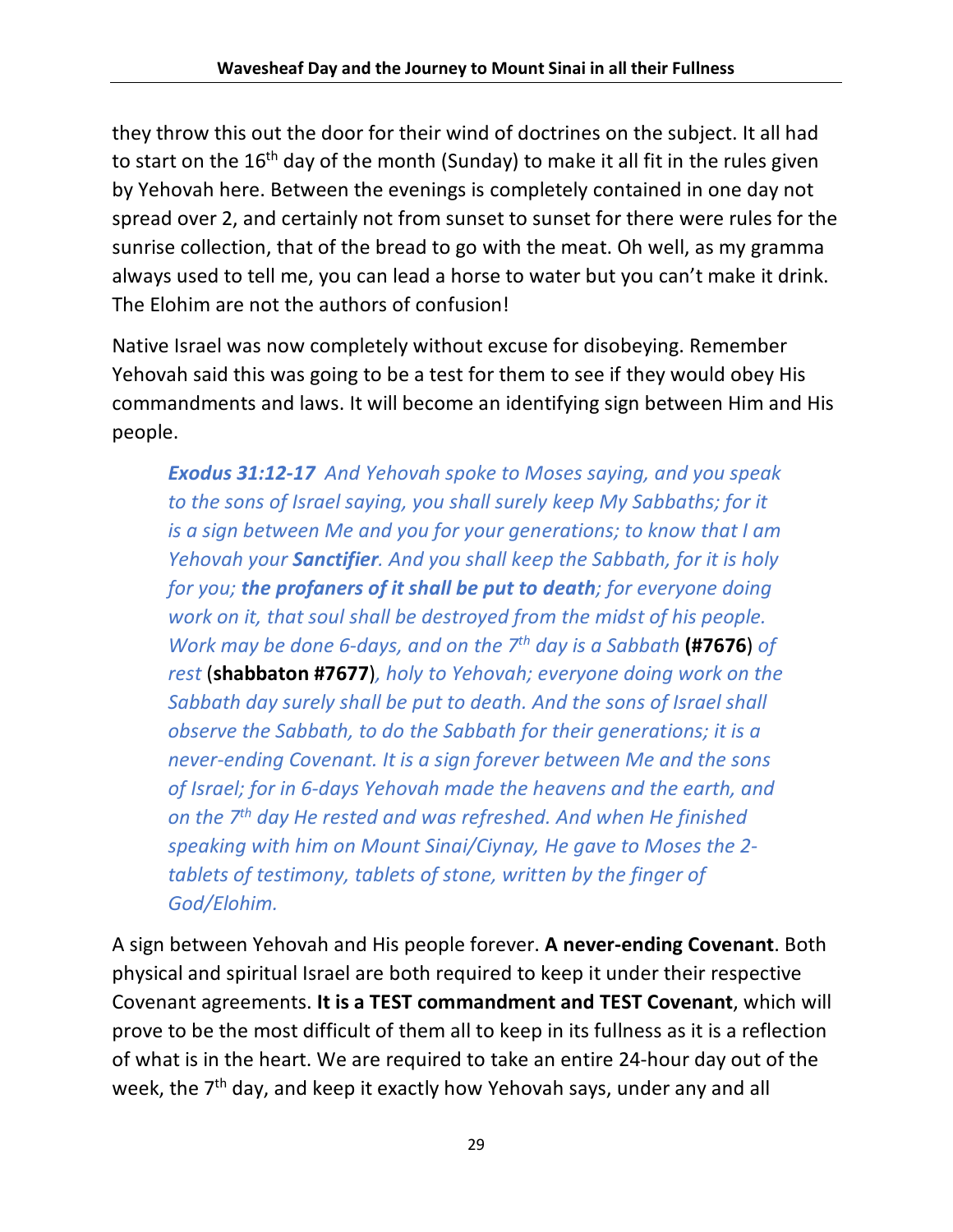they throw this out the door for their wind of doctrines on the subject. It all had to start on the 16th day of the month (Sunday) to make it all fit in the rules given by Yehovah here. Between the evenings is completely contained in one day not spread over 2, and certainly not from sunset to sunset for there were rules for the sunrise collection, that of the bread to go with the meat. Oh well, as my gramma always used to tell me, you can lead a horse to water but you can't make it drink. The Elohim are not the authors of confusion!

Native Israel was now completely without excuse for disobeying. Remember Yehovah said this was going to be a test for them to see if they would obey His commandments and laws. It will become an identifying sign between Him and His people.

> ***Exodus 31:12-17*** *And Yehovah spoke to Moses saying, and you speak to the sons of Israel saying, you shall surely keep My Sabbaths; for it is a sign between Me and you for your generations; to know that I am Yehovah your* ***Sanctifier****. And you shall keep the Sabbath, for it is holy for you;* ***the profaners of it shall be put to death****; for everyone doing work on it, that soul shall be destroyed from the midst of his people. Work may be done 6-days, and on the 7th day is a Sabbath* **(#7676)** *of rest* (**shabbaton #7677**)*, holy to Yehovah; everyone doing work on the Sabbath day surely shall be put to death. And the sons of Israel shall observe the Sabbath, to do the Sabbath for their generations; it is a never-ending Covenant. It is a sign forever between Me and the sons of Israel; for in 6-days Yehovah made the heavens and the earth, and on the 7th day He rested and was refreshed. And when He finished speaking with him on Mount Sinai/Ciynay, He gave to Moses the 2-tablets of testimony, tablets of stone, written by the finger of God/Elohim.*

A sign between Yehovah and His people forever. **A never-ending Covenant**. Both physical and spiritual Israel are both required to keep it under their respective Covenant agreements. **It is a TEST commandment and TEST Covenant**, which will prove to be the most difficult of them all to keep in its fullness as it is a reflection of what is in the heart. We are required to take an entire 24-hour day out of the week, the 7th day, and keep it exactly how Yehovah says, under any and all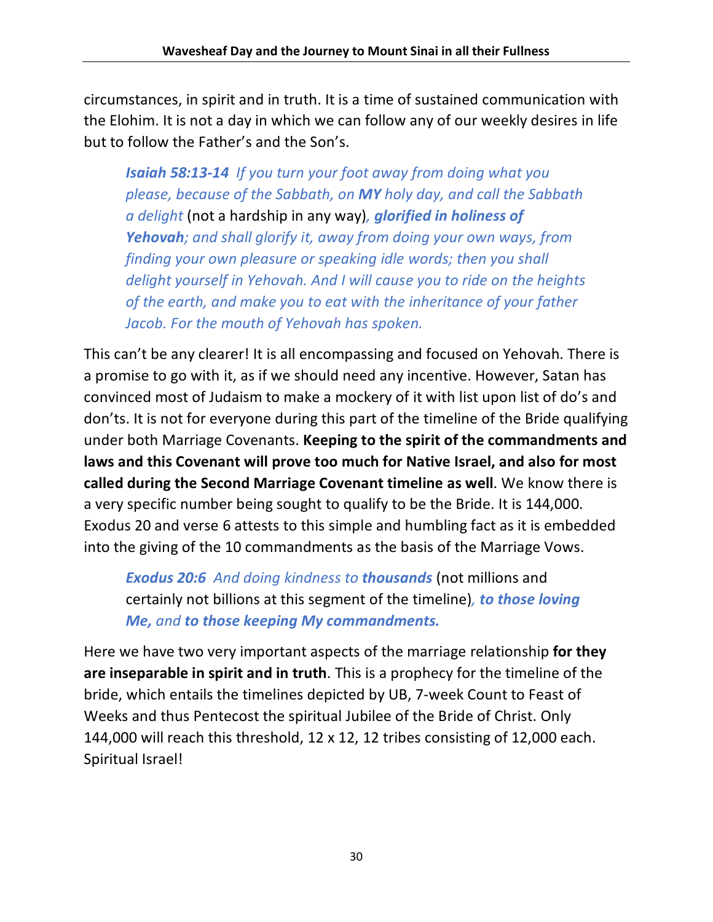circumstances, in spirit and in truth. It is a time of sustained communication with the Elohim. It is not a day in which we can follow any of our weekly desires in life but to follow the Father's and the Son's.

> ***Isaiah 58:13-14*** *If you turn your foot away from doing what you please, because of the Sabbath, on* ***MY*** *holy day, and call the Sabbath a delight* (not a hardship in any way)*,* ***glorified in holiness of Yehovah****; and shall glorify it, away from doing your own ways, from finding your own pleasure or speaking idle words; then you shall delight yourself in Yehovah. And I will cause you to ride on the heights of the earth, and make you to eat with the inheritance of your father Jacob. For the mouth of Yehovah has spoken.*

This can't be any clearer! It is all encompassing and focused on Yehovah. There is a promise to go with it, as if we should need any incentive. However, Satan has convinced most of Judaism to make a mockery of it with list upon list of do's and don'ts. It is not for everyone during this part of the timeline of the Bride qualifying under both Marriage Covenants. **Keeping to the spirit of the commandments and laws and this Covenant will prove too much for Native Israel, and also for most called during the Second Marriage Covenant timeline as well**. We know there is a very specific number being sought to qualify to be the Bride. It is 144,000. Exodus 20 and verse 6 attests to this simple and humbling fact as it is embedded into the giving of the 10 commandments as the basis of the Marriage Vows.

> ***Exodus 20:6*** *And doing kindness to* ***thousands*** (not millions and certainly not billions at this segment of the timeline)*,* ***to those loving Me,*** *and* ***to those keeping My commandments.***

Here we have two very important aspects of the marriage relationship **for they are inseparable in spirit and in truth**. This is a prophecy for the timeline of the bride, which entails the timelines depicted by UB, 7-week Count to Feast of Weeks and thus Pentecost the spiritual Jubilee of the Bride of Christ. Only 144,000 will reach this threshold, 12 x 12, 12 tribes consisting of 12,000 each. Spiritual Israel!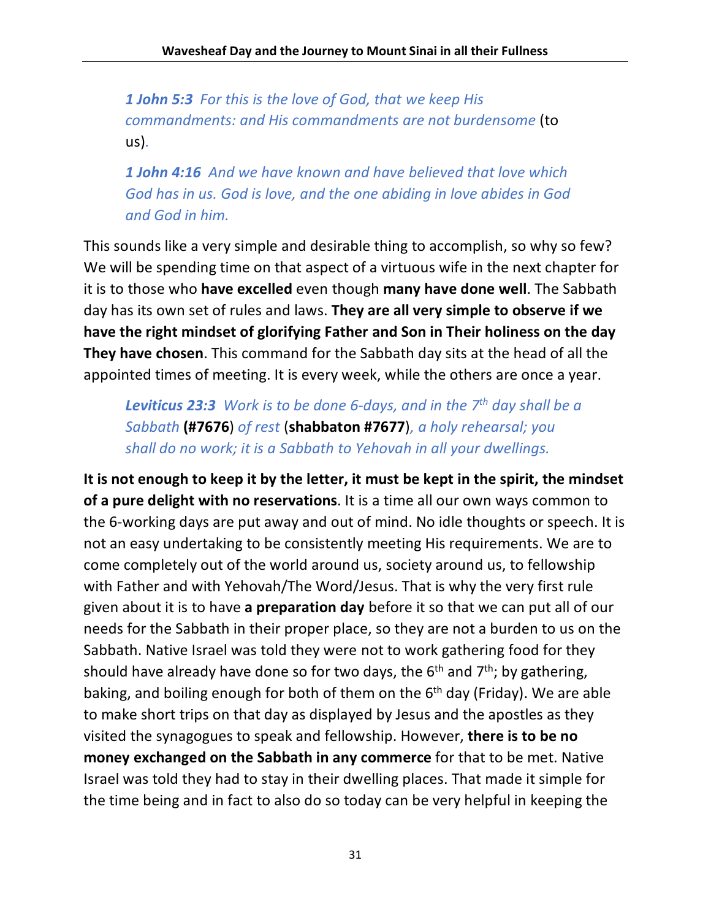*__1 John 5:3__ For this is the love of God, that we keep His commandments: and His commandments are not burdensome* (to us)*.*

*__1 John 4:16__ And we have known and have believed that love which God has in us. God is love, and the one abiding in love abides in God and God in him.*

This sounds like a very simple and desirable thing to accomplish, so why so few? We will be spending time on that aspect of a virtuous wife in the next chapter for it is to those who **have excelled** even though **many have done well**. The Sabbath day has its own set of rules and laws. **They are all very simple to observe if we have the right mindset of glorifying Father and Son in Their holiness on the day They have chosen**. This command for the Sabbath day sits at the head of all the appointed times of meeting. It is every week, while the others are once a year.

*__Leviticus 23:3__ Work is to be done 6-days, and in the 7th day shall be a Sabbath* **(#7676)** *of rest* (**shabbaton #7677**)*, a holy rehearsal; you shall do no work; it is a Sabbath to Yehovah in all your dwellings.*

**It is not enough to keep it by the letter, it must be kept in the spirit, the mindset of a pure delight with no reservations**. It is a time all our own ways common to the 6-working days are put away and out of mind. No idle thoughts or speech. It is not an easy undertaking to be consistently meeting His requirements. We are to come completely out of the world around us, society around us, to fellowship with Father and with Yehovah/The Word/Jesus. That is why the very first rule given about it is to have **a preparation day** before it so that we can put all of our needs for the Sabbath in their proper place, so they are not a burden to us on the Sabbath. Native Israel was told they were not to work gathering food for they should have already have done so for two days, the 6th and 7th; by gathering, baking, and boiling enough for both of them on the 6th day (Friday). We are able to make short trips on that day as displayed by Jesus and the apostles as they visited the synagogues to speak and fellowship. However, **there is to be no money exchanged on the Sabbath in any commerce** for that to be met. Native Israel was told they had to stay in their dwelling places. That made it simple for the time being and in fact to also do so today can be very helpful in keeping the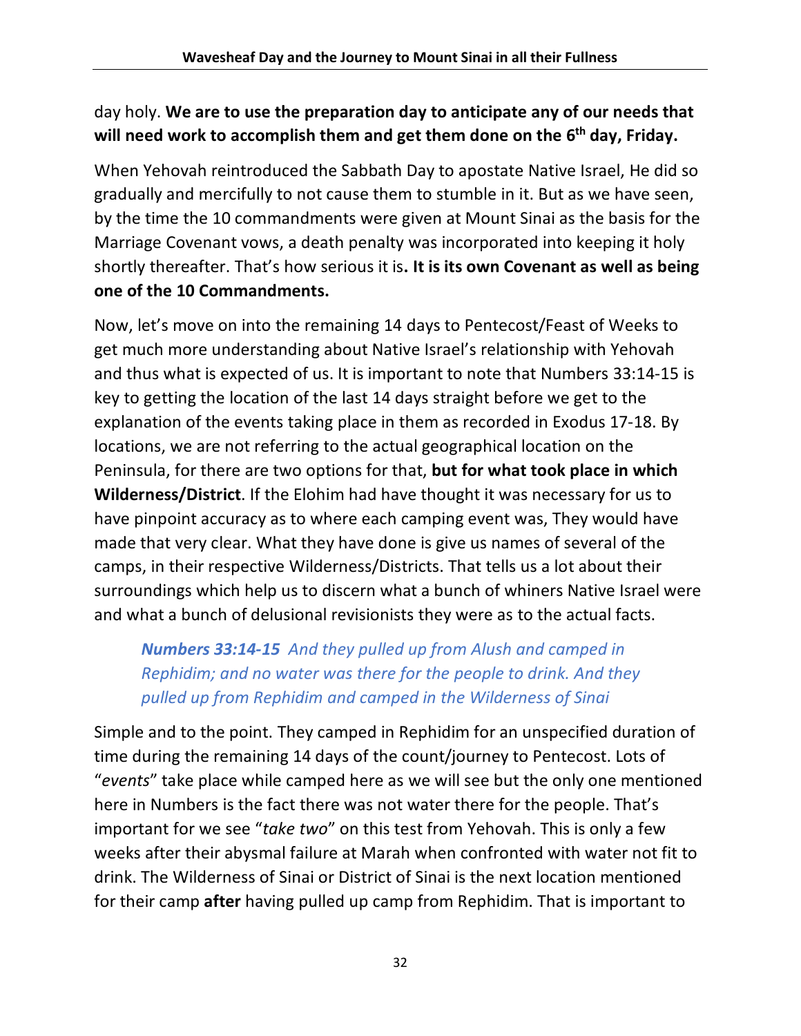day holy. **We are to use the preparation day to anticipate any of our needs that will need work to accomplish them and get them done on the 6th day, Friday.**

When Yehovah reintroduced the Sabbath Day to apostate Native Israel, He did so gradually and mercifully to not cause them to stumble in it. But as we have seen, by the time the 10 commandments were given at Mount Sinai as the basis for the Marriage Covenant vows, a death penalty was incorporated into keeping it holy shortly thereafter. That's how serious it is**. It is its own Covenant as well as being one of the 10 Commandments.**

Now, let's move on into the remaining 14 days to Pentecost/Feast of Weeks to get much more understanding about Native Israel's relationship with Yehovah and thus what is expected of us. It is important to note that Numbers 33:14-15 is key to getting the location of the last 14 days straight before we get to the explanation of the events taking place in them as recorded in Exodus 17-18. By locations, we are not referring to the actual geographical location on the Peninsula, for there are two options for that, **but for what took place in which Wilderness/District**. If the Elohim had have thought it was necessary for us to have pinpoint accuracy as to where each camping event was, They would have made that very clear. What they have done is give us names of several of the camps, in their respective Wilderness/Districts. That tells us a lot about their surroundings which help us to discern what a bunch of whiners Native Israel were and what a bunch of delusional revisionists they were as to the actual facts.

> ***Numbers 33:14-15*** *And they pulled up from Alush and camped in Rephidim; and no water was there for the people to drink. And they pulled up from Rephidim and camped in the Wilderness of Sinai*

Simple and to the point. They camped in Rephidim for an unspecified duration of time during the remaining 14 days of the count/journey to Pentecost. Lots of "*events*" take place while camped here as we will see but the only one mentioned here in Numbers is the fact there was not water there for the people. That's important for we see "*take two*" on this test from Yehovah. This is only a few weeks after their abysmal failure at Marah when confronted with water not fit to drink. The Wilderness of Sinai or District of Sinai is the next location mentioned for their camp **after** having pulled up camp from Rephidim. That is important to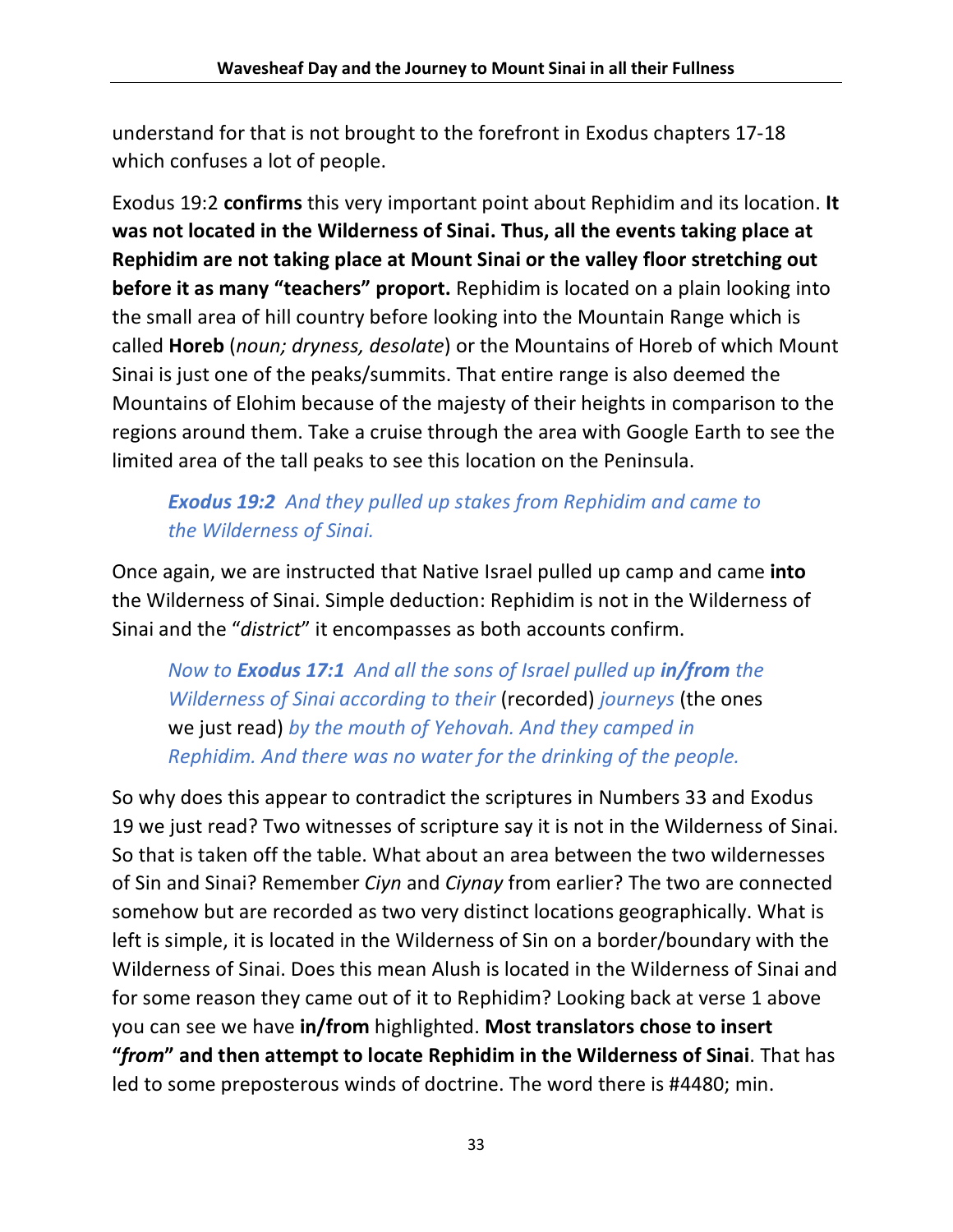understand for that is not brought to the forefront in Exodus chapters 17-18 which confuses a lot of people.

Exodus 19:2 **confirms** this very important point about Rephidim and its location. **It was not located in the Wilderness of Sinai. Thus, all the events taking place at Rephidim are not taking place at Mount Sinai or the valley floor stretching out before it as many "teachers" proport.** Rephidim is located on a plain looking into the small area of hill country before looking into the Mountain Range which is called **Horeb** (*noun; dryness, desolate*) or the Mountains of Horeb of which Mount Sinai is just one of the peaks/summits. That entire range is also deemed the Mountains of Elohim because of the majesty of their heights in comparison to the regions around them. Take a cruise through the area with Google Earth to see the limited area of the tall peaks to see this location on the Peninsula.

> ***Exodus 19:2*** *And they pulled up stakes from Rephidim and came to the Wilderness of Sinai.*

Once again, we are instructed that Native Israel pulled up camp and came **into** the Wilderness of Sinai. Simple deduction: Rephidim is not in the Wilderness of Sinai and the "*district*" it encompasses as both accounts confirm.

> *Now to **Exodus 17:1** And all the sons of Israel pulled up **in/from** the Wilderness of Sinai according to their* (recorded) *journeys* (the ones we just read) *by the mouth of Yehovah. And they camped in Rephidim. And there was no water for the drinking of the people.*

So why does this appear to contradict the scriptures in Numbers 33 and Exodus 19 we just read? Two witnesses of scripture say it is not in the Wilderness of Sinai. So that is taken off the table. What about an area between the two wildernesses of Sin and Sinai? Remember *Ciyn* and *Ciynay* from earlier? The two are connected somehow but are recorded as two very distinct locations geographically. What is left is simple, it is located in the Wilderness of Sin on a border/boundary with the Wilderness of Sinai. Does this mean Alush is located in the Wilderness of Sinai and for some reason they came out of it to Rephidim? Looking back at verse 1 above you can see we have **in/from** highlighted. **Most translators chose to insert "*from*" and then attempt to locate Rephidim in the Wilderness of Sinai**. That has led to some preposterous winds of doctrine. The word there is #4480; min.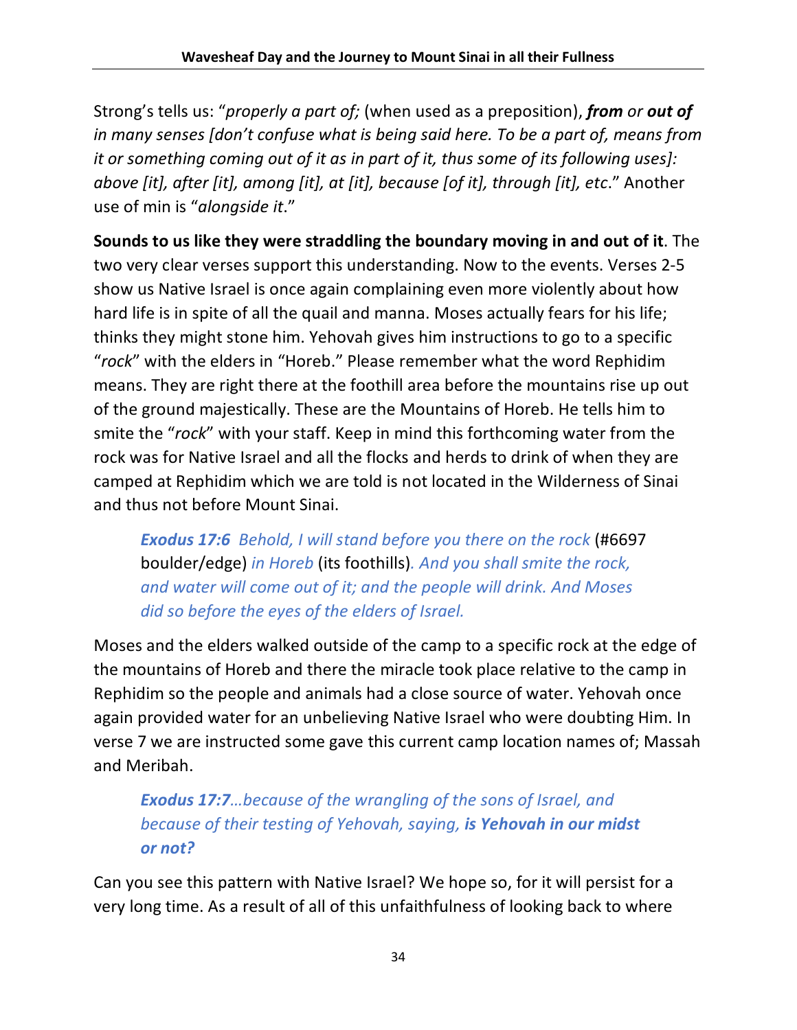Strong's tells us: "*properly a part of;* (when used as a preposition), ***from*** *or* ***out of*** *in many senses [don't confuse what is being said here. To be a part of, means from it or something coming out of it as in part of it, thus some of its following uses]: above [it], after [it], among [it], at [it], because [of it], through [it], etc*." Another use of min is "*alongside it*."

**Sounds to us like they were straddling the boundary moving in and out of it**. The two very clear verses support this understanding. Now to the events. Verses 2-5 show us Native Israel is once again complaining even more violently about how hard life is in spite of all the quail and manna. Moses actually fears for his life; thinks they might stone him. Yehovah gives him instructions to go to a specific "*rock*" with the elders in "Horeb." Please remember what the word Rephidim means. They are right there at the foothill area before the mountains rise up out of the ground majestically. These are the Mountains of Horeb. He tells him to smite the "*rock*" with your staff. Keep in mind this forthcoming water from the rock was for Native Israel and all the flocks and herds to drink of when they are camped at Rephidim which we are told is not located in the Wilderness of Sinai and thus not before Mount Sinai.

> ***Exodus 17:6*** *Behold, I will stand before you there on the rock* (#6697 boulder/edge) *in Horeb* (its foothills)*. And you shall smite the rock, and water will come out of it; and the people will drink. And Moses did so before the eyes of the elders of Israel.*

Moses and the elders walked outside of the camp to a specific rock at the edge of the mountains of Horeb and there the miracle took place relative to the camp in Rephidim so the people and animals had a close source of water. Yehovah once again provided water for an unbelieving Native Israel who were doubting Him. In verse 7 we are instructed some gave this current camp location names of; Massah and Meribah.

> ***Exodus 17:7****…because of the wrangling of the sons of Israel, and because of their testing of Yehovah, saying,* ***is Yehovah in our midst or not?***

Can you see this pattern with Native Israel? We hope so, for it will persist for a very long time. As a result of all of this unfaithfulness of looking back to where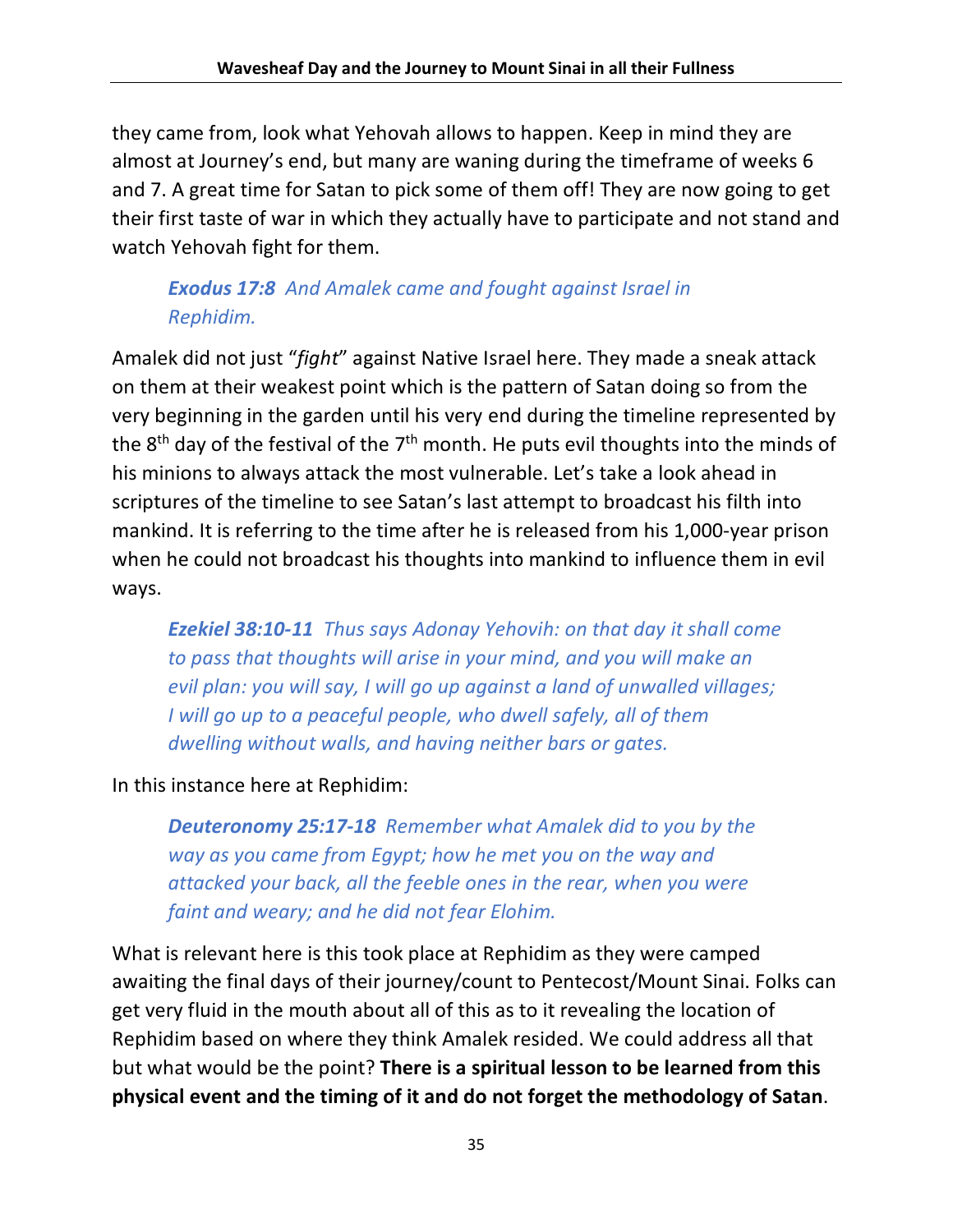they came from, look what Yehovah allows to happen. Keep in mind they are almost at Journey's end, but many are waning during the timeframe of weeks 6 and 7. A great time for Satan to pick some of them off! They are now going to get their first taste of war in which they actually have to participate and not stand and watch Yehovah fight for them.

> ***Exodus 17:8*** *And Amalek came and fought against Israel in Rephidim.*

Amalek did not just "*fight*" against Native Israel here. They made a sneak attack on them at their weakest point which is the pattern of Satan doing so from the very beginning in the garden until his very end during the timeline represented by the 8th day of the festival of the 7th month. He puts evil thoughts into the minds of his minions to always attack the most vulnerable. Let's take a look ahead in scriptures of the timeline to see Satan's last attempt to broadcast his filth into mankind. It is referring to the time after he is released from his 1,000-year prison when he could not broadcast his thoughts into mankind to influence them in evil ways.

> ***Ezekiel 38:10-11*** *Thus says Adonay Yehovih: on that day it shall come to pass that thoughts will arise in your mind, and you will make an evil plan: you will say, I will go up against a land of unwalled villages; I will go up to a peaceful people, who dwell safely, all of them dwelling without walls, and having neither bars or gates.*

In this instance here at Rephidim:

> ***Deuteronomy 25:17-18*** *Remember what Amalek did to you by the way as you came from Egypt; how he met you on the way and attacked your back, all the feeble ones in the rear, when you were faint and weary; and he did not fear Elohim.*

What is relevant here is this took place at Rephidim as they were camped awaiting the final days of their journey/count to Pentecost/Mount Sinai. Folks can get very fluid in the mouth about all of this as to it revealing the location of Rephidim based on where they think Amalek resided. We could address all that but what would be the point? **There is a spiritual lesson to be learned from this physical event and the timing of it and do not forget the methodology of Satan**.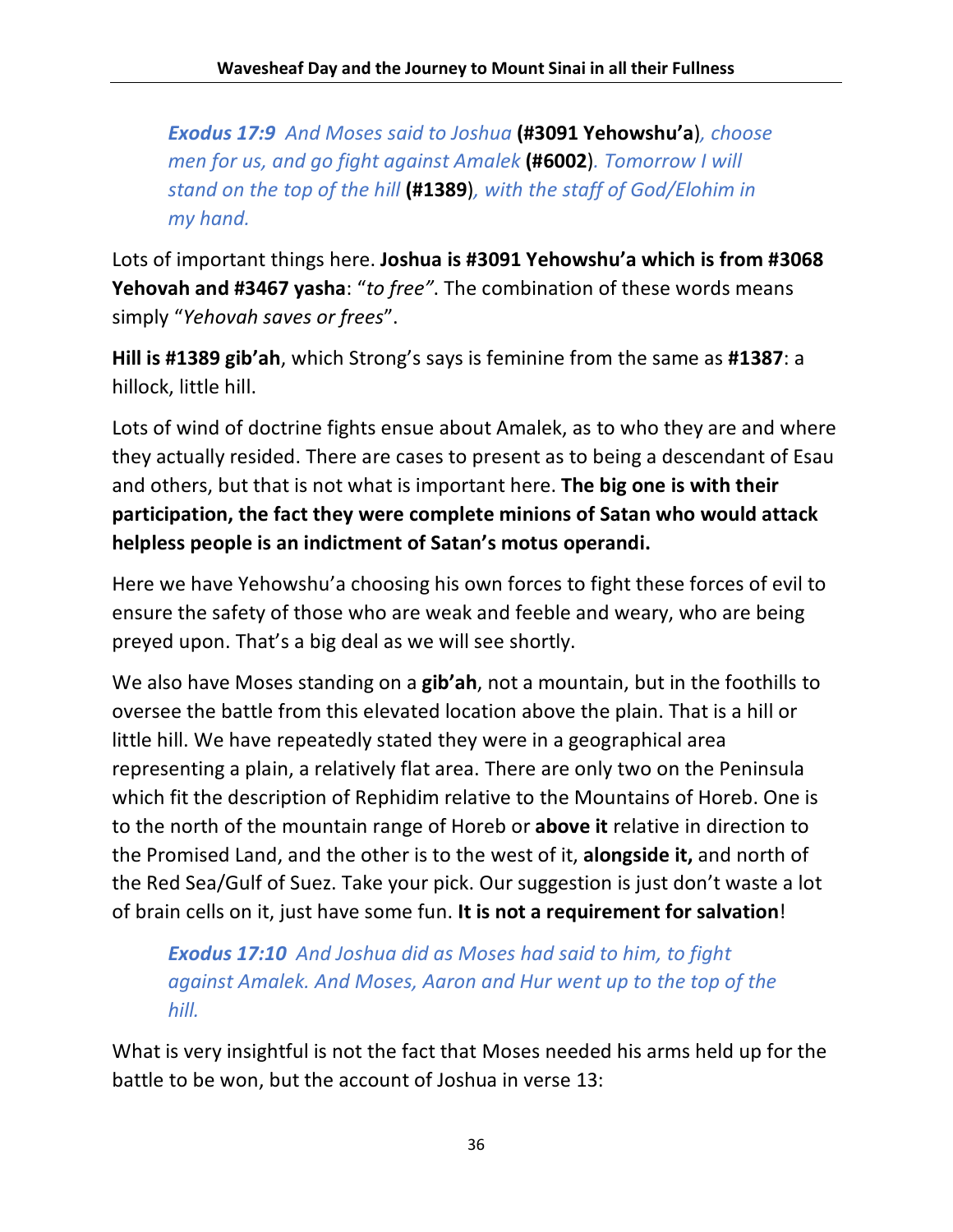***Exodus 17:9*** *And Moses said to Joshua* **(#3091 Yehowshu'a**)*, choose men for us, and go fight against Amalek* **(#6002**)*. Tomorrow I will stand on the top of the hill* **(#1389**)*, with the staff of God/Elohim in my hand.*

Lots of important things here. **Joshua is #3091 Yehowshu'a which is from #3068 Yehovah and #3467 yasha**: "*to free"*. The combination of these words means simply "*Yehovah saves or frees*".

**Hill is #1389 gib'ah**, which Strong's says is feminine from the same as **#1387**: a hillock, little hill.

Lots of wind of doctrine fights ensue about Amalek, as to who they are and where they actually resided. There are cases to present as to being a descendant of Esau and others, but that is not what is important here. **The big one is with their participation, the fact they were complete minions of Satan who would attack helpless people is an indictment of Satan's motus operandi.**

Here we have Yehowshu'a choosing his own forces to fight these forces of evil to ensure the safety of those who are weak and feeble and weary, who are being preyed upon. That's a big deal as we will see shortly.

We also have Moses standing on a **gib'ah**, not a mountain, but in the foothills to oversee the battle from this elevated location above the plain. That is a hill or little hill. We have repeatedly stated they were in a geographical area representing a plain, a relatively flat area. There are only two on the Peninsula which fit the description of Rephidim relative to the Mountains of Horeb. One is to the north of the mountain range of Horeb or **above it** relative in direction to the Promised Land, and the other is to the west of it, **alongside it,** and north of the Red Sea/Gulf of Suez. Take your pick. Our suggestion is just don't waste a lot of brain cells on it, just have some fun. **It is not a requirement for salvation**!

***Exodus 17:10*** *And Joshua did as Moses had said to him, to fight against Amalek. And Moses, Aaron and Hur went up to the top of the hill.*

What is very insightful is not the fact that Moses needed his arms held up for the battle to be won, but the account of Joshua in verse 13: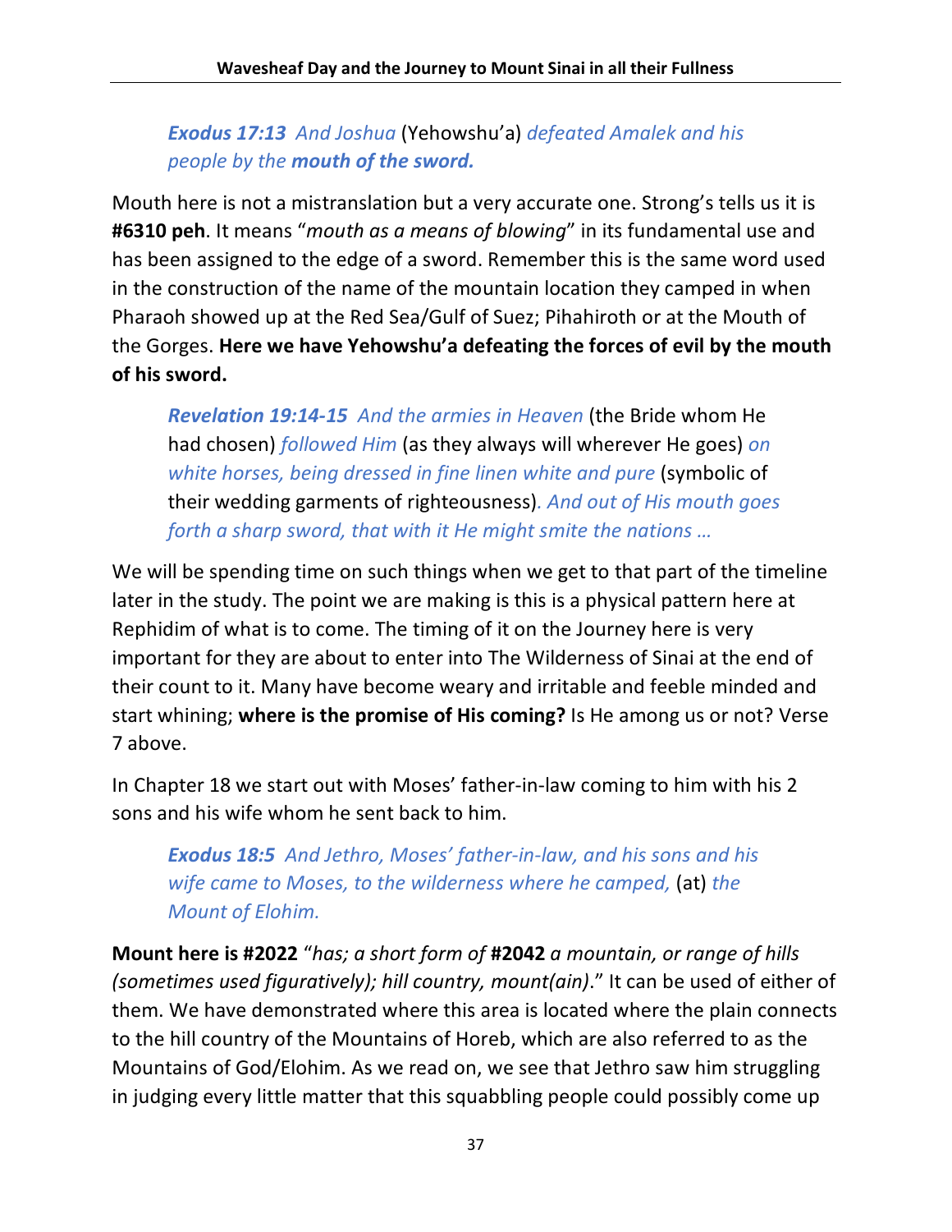> ***Exodus 17:13*** *And Joshua* (Yehowshu'a) *defeated Amalek and his people by the* ***mouth of the sword.***

Mouth here is not a mistranslation but a very accurate one. Strong's tells us it is **#6310 peh**. It means "*mouth as a means of blowing*" in its fundamental use and has been assigned to the edge of a sword. Remember this is the same word used in the construction of the name of the mountain location they camped in when Pharaoh showed up at the Red Sea/Gulf of Suez; Pihahiroth or at the Mouth of the Gorges. **Here we have Yehowshu'a defeating the forces of evil by the mouth of his sword.**

> ***Revelation 19:14-15*** *And the armies in Heaven* (the Bride whom He had chosen) *followed Him* (as they always will wherever He goes) *on white horses, being dressed in fine linen white and pure* (symbolic of their wedding garments of righteousness). *And out of His mouth goes forth a sharp sword, that with it He might smite the nations …*

We will be spending time on such things when we get to that part of the timeline later in the study. The point we are making is this is a physical pattern here at Rephidim of what is to come. The timing of it on the Journey here is very important for they are about to enter into The Wilderness of Sinai at the end of their count to it. Many have become weary and irritable and feeble minded and start whining; **where is the promise of His coming?** Is He among us or not? Verse 7 above.

In Chapter 18 we start out with Moses' father-in-law coming to him with his 2 sons and his wife whom he sent back to him.

> ***Exodus 18:5*** *And Jethro, Moses' father-in-law, and his sons and his wife came to Moses, to the wilderness where he camped,* (at) *the Mount of Elohim.*

**Mount here is #2022** "*has; a short form of* **#2042** *a mountain, or range of hills (sometimes used figuratively); hill country, mount(ain)*." It can be used of either of them. We have demonstrated where this area is located where the plain connects to the hill country of the Mountains of Horeb, which are also referred to as the Mountains of God/Elohim. As we read on, we see that Jethro saw him struggling in judging every little matter that this squabbling people could possibly come up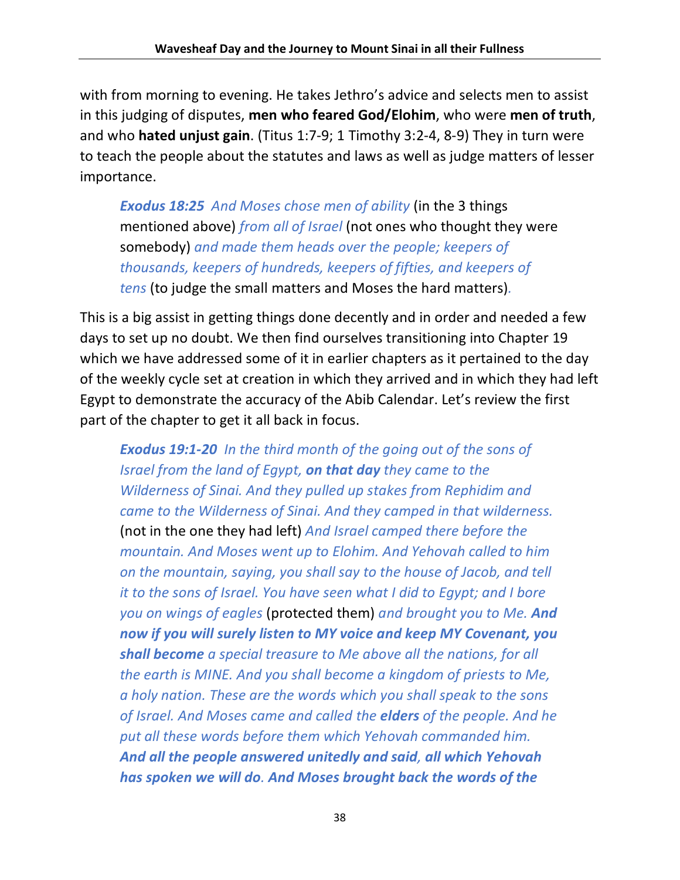with from morning to evening. He takes Jethro's advice and selects men to assist in this judging of disputes, **men who feared God/Elohim**, who were **men of truth**, and who **hated unjust gain**. (Titus 1:7-9; 1 Timothy 3:2-4, 8-9) They in turn were to teach the people about the statutes and laws as well as judge matters of lesser importance.

> ***Exodus 18:25*** *And Moses chose men of ability* (in the 3 things mentioned above) *from all of Israel* (not ones who thought they were somebody) *and made them heads over the people; keepers of thousands, keepers of hundreds, keepers of fifties, and keepers of tens* (to judge the small matters and Moses the hard matters).

This is a big assist in getting things done decently and in order and needed a few days to set up no doubt. We then find ourselves transitioning into Chapter 19 which we have addressed some of it in earlier chapters as it pertained to the day of the weekly cycle set at creation in which they arrived and in which they had left Egypt to demonstrate the accuracy of the Abib Calendar. Let's review the first part of the chapter to get it all back in focus.

> ***Exodus 19:1-20*** *In the third month of the going out of the sons of Israel from the land of Egypt, **on that day** they came to the Wilderness of Sinai. And they pulled up stakes from Rephidim and came to the Wilderness of Sinai. And they camped in that wilderness.* (not in the one they had left) *And Israel camped there before the mountain. And Moses went up to Elohim. And Yehovah called to him on the mountain, saying, you shall say to the house of Jacob, and tell it to the sons of Israel. You have seen what I did to Egypt; and I bore you on wings of eagles* (protected them) *and brought you to Me.* ***And now if you will surely listen to MY voice and keep MY Covenant, you shall become*** *a special treasure to Me above all the nations, for all the earth is MINE. And you shall become a kingdom of priests to Me, a holy nation. These are the words which you shall speak to the sons of Israel. And Moses came and called the* ***elders*** *of the people. And he put all these words before them which Yehovah commanded him.* ***And all the people answered unitedly and said, all which Yehovah has spoken we will do. And Moses brought back the words of the***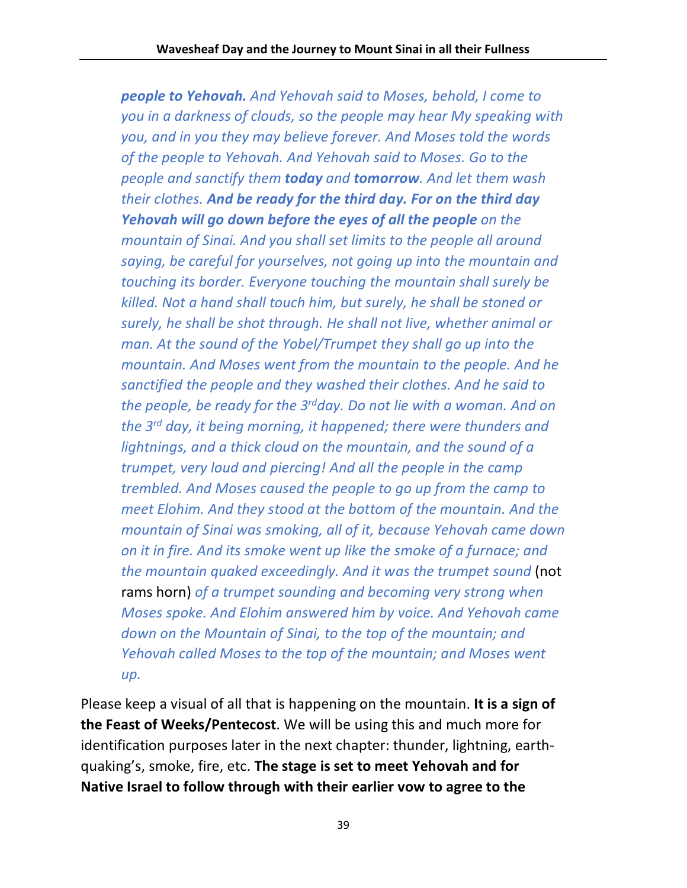*__people to Yehovah.__ And Yehovah said to Moses, behold, I come to you in a darkness of clouds, so the people may hear My speaking with you, and in you they may believe forever. And Moses told the words of the people to Yehovah. And Yehovah said to Moses. Go to the people and sanctify them __today__ and __tomorrow__. And let them wash their clothes. __And be ready for the third day. For on the third day Yehovah will go down before the eyes of all the people__ on the mountain of Sinai. And you shall set limits to the people all around saying, be careful for yourselves, not going up into the mountain and touching its border. Everyone touching the mountain shall surely be killed. Not a hand shall touch him, but surely, he shall be stoned or surely, he shall be shot through. He shall not live, whether animal or man. At the sound of the Yobel/Trumpet they shall go up into the mountain. And Moses went from the mountain to the people. And he sanctified the people and they washed their clothes. And he said to the people, be ready for the 3rd day. Do not lie with a woman. And on the 3rd day, it being morning, it happened; there were thunders and lightnings, and a thick cloud on the mountain, and the sound of a trumpet, very loud and piercing! And all the people in the camp trembled. And Moses caused the people to go up from the camp to meet Elohim. And they stood at the bottom of the mountain. And the mountain of Sinai was smoking, all of it, because Yehovah came down on it in fire. And its smoke went up like the smoke of a furnace; and the mountain quaked exceedingly. And it was the trumpet sound* (not rams horn) *of a trumpet sounding and becoming very strong when Moses spoke. And Elohim answered him by voice. And Yehovah came down on the Mountain of Sinai, to the top of the mountain; and Yehovah called Moses to the top of the mountain; and Moses went up.*

Please keep a visual of all that is happening on the mountain. **It is a sign of the Feast of Weeks/Pentecost**. We will be using this and much more for identification purposes later in the next chapter: thunder, lightning, earth-quaking's, smoke, fire, etc. **The stage is set to meet Yehovah and for Native Israel to follow through with their earlier vow to agree to the**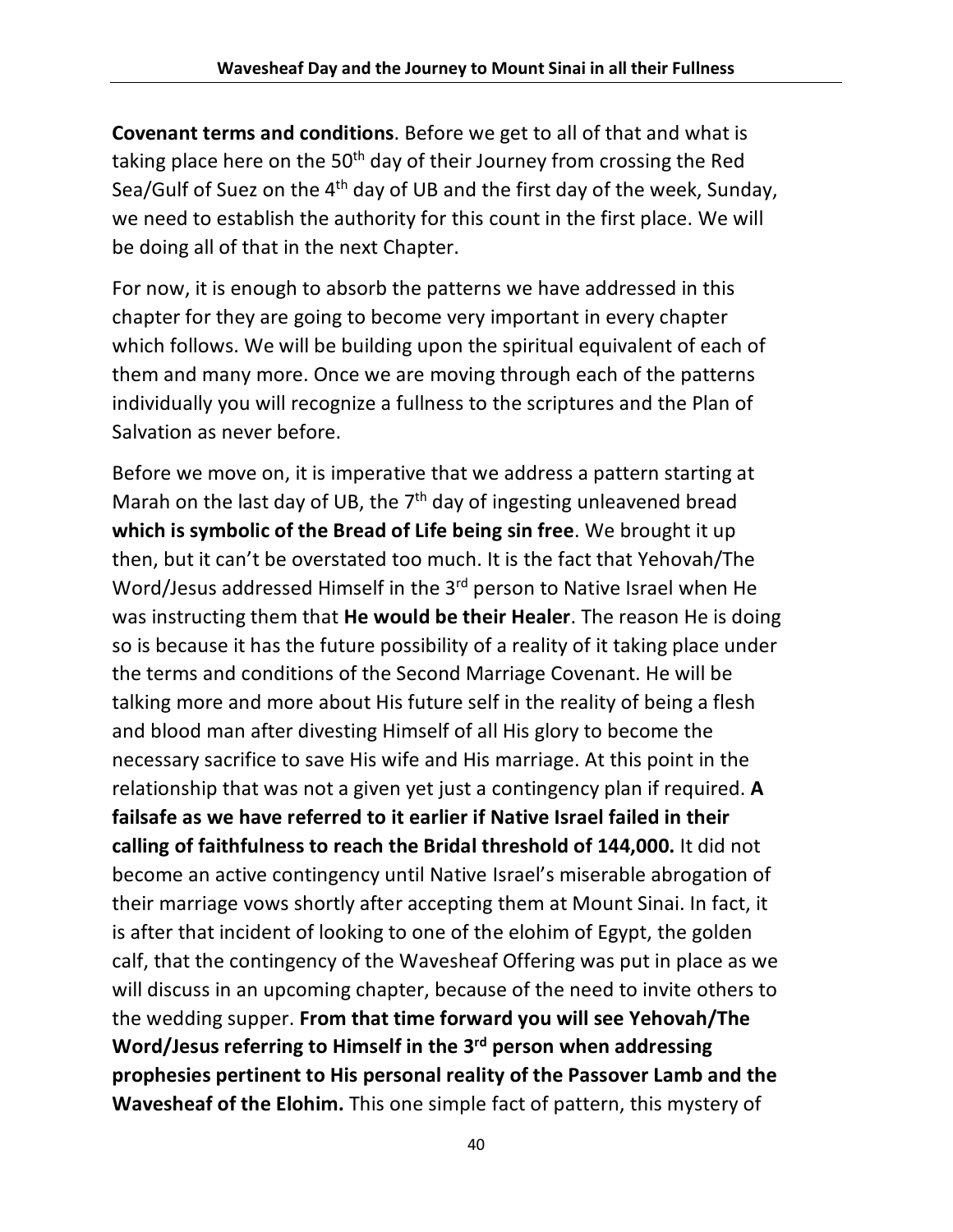**Covenant terms and conditions**. Before we get to all of that and what is taking place here on the 50th day of their Journey from crossing the Red Sea/Gulf of Suez on the 4th day of UB and the first day of the week, Sunday, we need to establish the authority for this count in the first place. We will be doing all of that in the next Chapter.

For now, it is enough to absorb the patterns we have addressed in this chapter for they are going to become very important in every chapter which follows. We will be building upon the spiritual equivalent of each of them and many more. Once we are moving through each of the patterns individually you will recognize a fullness to the scriptures and the Plan of Salvation as never before.

Before we move on, it is imperative that we address a pattern starting at Marah on the last day of UB, the 7th day of ingesting unleavened bread **which is symbolic of the Bread of Life being sin free**. We brought it up then, but it can't be overstated too much. It is the fact that Yehovah/The Word/Jesus addressed Himself in the 3rd person to Native Israel when He was instructing them that **He would be their Healer**. The reason He is doing so is because it has the future possibility of a reality of it taking place under the terms and conditions of the Second Marriage Covenant. He will be talking more and more about His future self in the reality of being a flesh and blood man after divesting Himself of all His glory to become the necessary sacrifice to save His wife and His marriage. At this point in the relationship that was not a given yet just a contingency plan if required. **A failsafe as we have referred to it earlier if Native Israel failed in their calling of faithfulness to reach the Bridal threshold of 144,000.** It did not become an active contingency until Native Israel's miserable abrogation of their marriage vows shortly after accepting them at Mount Sinai. In fact, it is after that incident of looking to one of the elohim of Egypt, the golden calf, that the contingency of the Wavesheaf Offering was put in place as we will discuss in an upcoming chapter, because of the need to invite others to the wedding supper. **From that time forward you will see Yehovah/The Word/Jesus referring to Himself in the 3rd person when addressing prophesies pertinent to His personal reality of the Passover Lamb and the Wavesheaf of the Elohim.** This one simple fact of pattern, this mystery of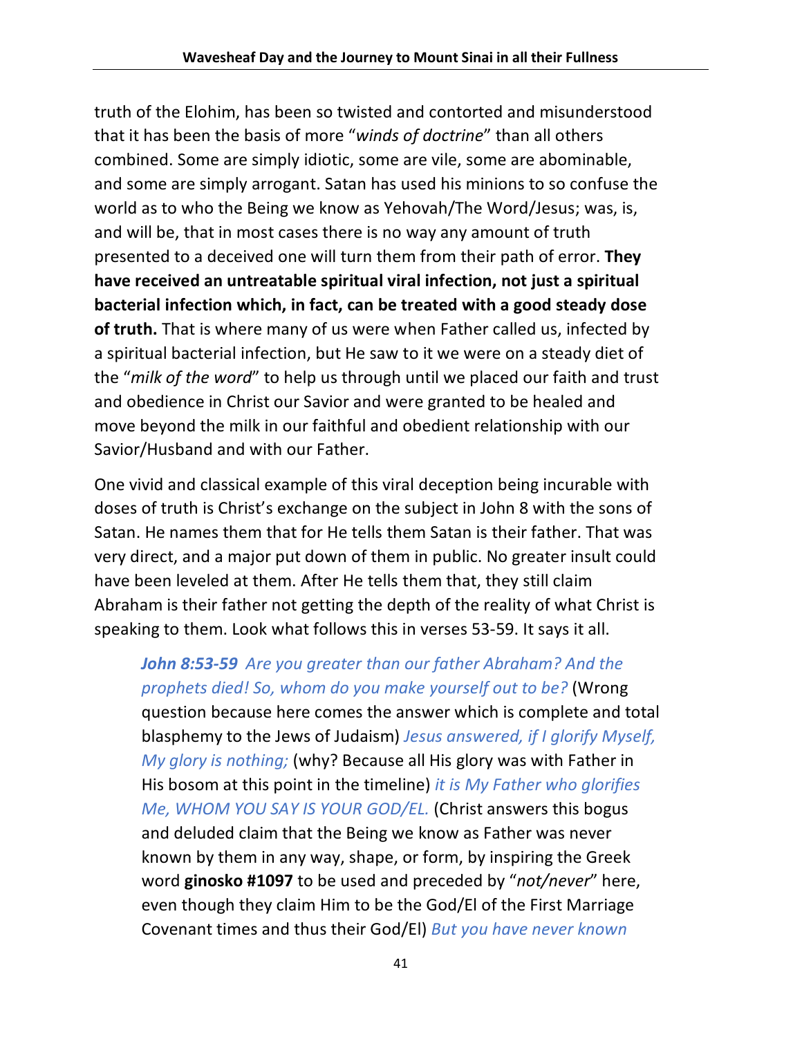truth of the Elohim, has been so twisted and contorted and misunderstood that it has been the basis of more "*winds of doctrine*" than all others combined. Some are simply idiotic, some are vile, some are abominable, and some are simply arrogant. Satan has used his minions to so confuse the world as to who the Being we know as Yehovah/The Word/Jesus; was, is, and will be, that in most cases there is no way any amount of truth presented to a deceived one will turn them from their path of error. **They have received an untreatable spiritual viral infection, not just a spiritual bacterial infection which, in fact, can be treated with a good steady dose of truth.** That is where many of us were when Father called us, infected by a spiritual bacterial infection, but He saw to it we were on a steady diet of the "*milk of the word*" to help us through until we placed our faith and trust and obedience in Christ our Savior and were granted to be healed and move beyond the milk in our faithful and obedient relationship with our Savior/Husband and with our Father.

One vivid and classical example of this viral deception being incurable with doses of truth is Christ's exchange on the subject in John 8 with the sons of Satan. He names them that for He tells them Satan is their father. That was very direct, and a major put down of them in public. No greater insult could have been leveled at them. After He tells them that, they still claim Abraham is their father not getting the depth of the reality of what Christ is speaking to them. Look what follows this in verses 53-59. It says it all.

> ***John 8:53-59*** *Are you greater than our father Abraham? And the prophets died! So, whom do you make yourself out to be?* (Wrong question because here comes the answer which is complete and total blasphemy to the Jews of Judaism) *Jesus answered, if I glorify Myself, My glory is nothing;* (why? Because all His glory was with Father in His bosom at this point in the timeline) *it is My Father who glorifies Me, WHOM YOU SAY IS YOUR GOD/EL.* (Christ answers this bogus and deluded claim that the Being we know as Father was never known by them in any way, shape, or form, by inspiring the Greek word **ginosko #1097** to be used and preceded by "*not/never*" here, even though they claim Him to be the God/El of the First Marriage Covenant times and thus their God/El) *But you have never known*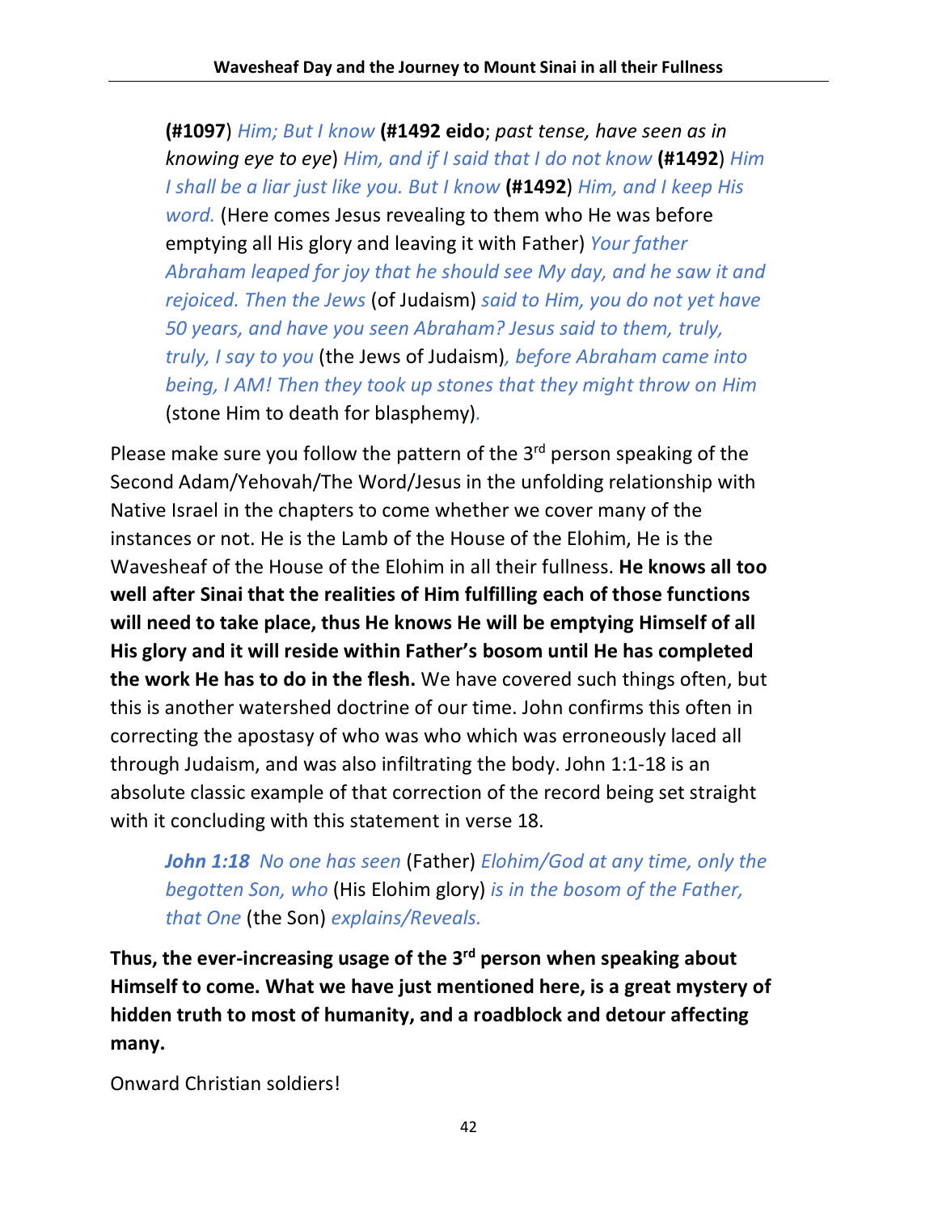> **(#1097**) *Him; But I know* **(#1492 eido**; *past tense, have seen as in knowing eye to eye*) *Him, and if I said that I do not know* **(#1492**) *Him I shall be a liar just like you. But I know* **(#1492**) *Him, and I keep His word.* (Here comes Jesus revealing to them who He was before emptying all His glory and leaving it with Father) *Your father Abraham leaped for joy that he should see My day, and he saw it and rejoiced. Then the Jews* (of Judaism) *said to Him, you do not yet have 50 years, and have you seen Abraham? Jesus said to them, truly, truly, I say to you* (the Jews of Judaism)*, before Abraham came into being, I AM! Then they took up stones that they might throw on Him* (stone Him to death for blasphemy)*.*

Please make sure you follow the pattern of the 3rd person speaking of the Second Adam/Yehovah/The Word/Jesus in the unfolding relationship with Native Israel in the chapters to come whether we cover many of the instances or not. He is the Lamb of the House of the Elohim, He is the Wavesheaf of the House of the Elohim in all their fullness. **He knows all too well after Sinai that the realities of Him fulfilling each of those functions will need to take place, thus He knows He will be emptying Himself of all His glory and it will reside within Father's bosom until He has completed the work He has to do in the flesh.** We have covered such things often, but this is another watershed doctrine of our time. John confirms this often in correcting the apostasy of who was who which was erroneously laced all through Judaism, and was also infiltrating the body. John 1:1-18 is an absolute classic example of that correction of the record being set straight with it concluding with this statement in verse 18.

> ***John 1:18*** *No one has seen* (Father) *Elohim/God at any time, only the begotten Son, who* (His Elohim glory) *is in the bosom of the Father, that One* (the Son) *explains/Reveals.*

**Thus, the ever-increasing usage of the 3rd person when speaking about Himself to come. What we have just mentioned here, is a great mystery of hidden truth to most of humanity, and a roadblock and detour affecting many.**

Onward Christian soldiers!